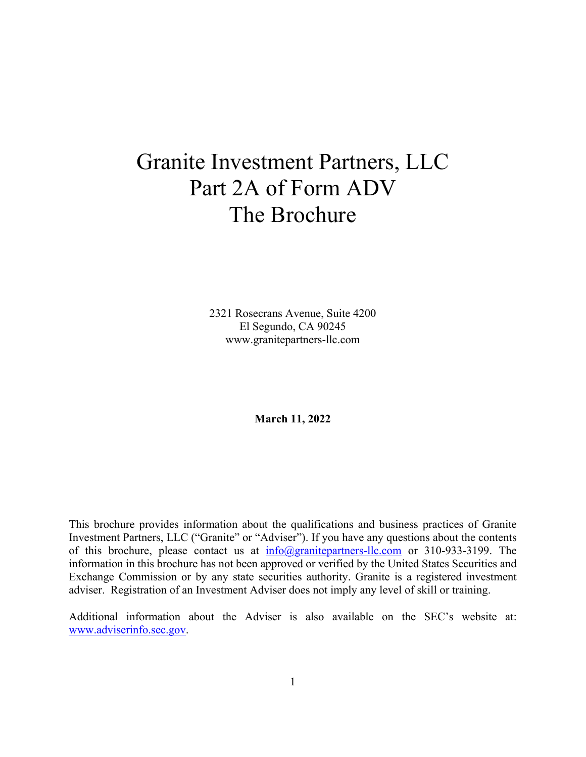# Granite Investment Partners, LLC
# Part 2A of Form ADV
# The Brochure

2321 Rosecrans Avenue, Suite 4200
El Segundo, CA 90245
www.granitepartners-llc.com

**March 11, 2022**

This brochure provides information about the qualifications and business practices of Granite Investment Partners, LLC ("Granite" or "Adviser"). If you have any questions about the contents of this brochure, please contact us at info@granitepartners-llc.com or 310-933-3199. The information in this brochure has not been approved or verified by the United States Securities and Exchange Commission or by any state securities authority. Granite is a registered investment adviser. Registration of an Investment Adviser does not imply any level of skill or training.

Additional information about the Adviser is also available on the SEC's website at: www.adviserinfo.sec.gov.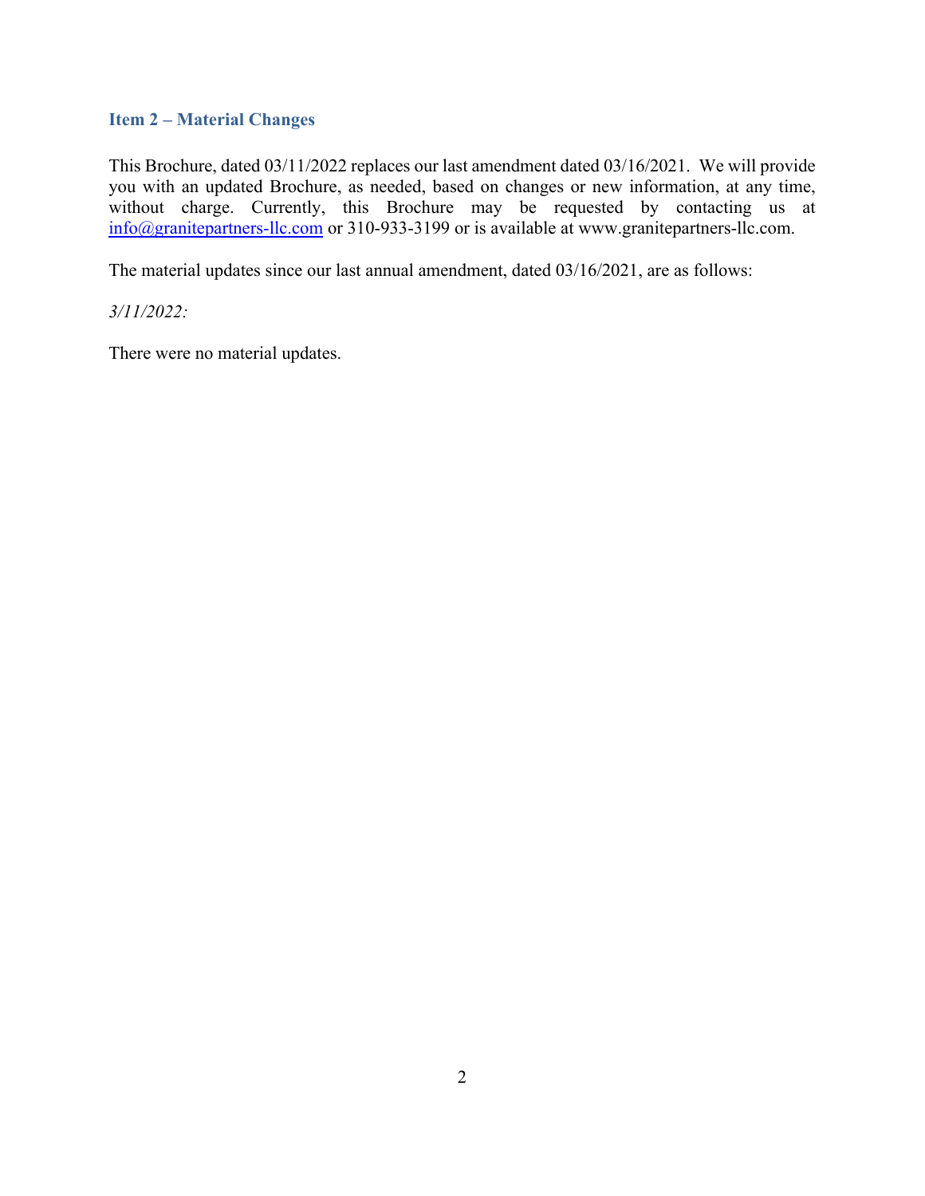## Item 2 – Material Changes

This Brochure, dated 03/11/2022 replaces our last amendment dated 03/16/2021. We will provide you with an updated Brochure, as needed, based on changes or new information, at any time, without charge. Currently, this Brochure may be requested by contacting us at info@granitepartners-llc.com or 310-933-3199 or is available at www.granitepartners-llc.com.

The material updates since our last annual amendment, dated 03/16/2021, are as follows:

*3/11/2022:*

There were no material updates.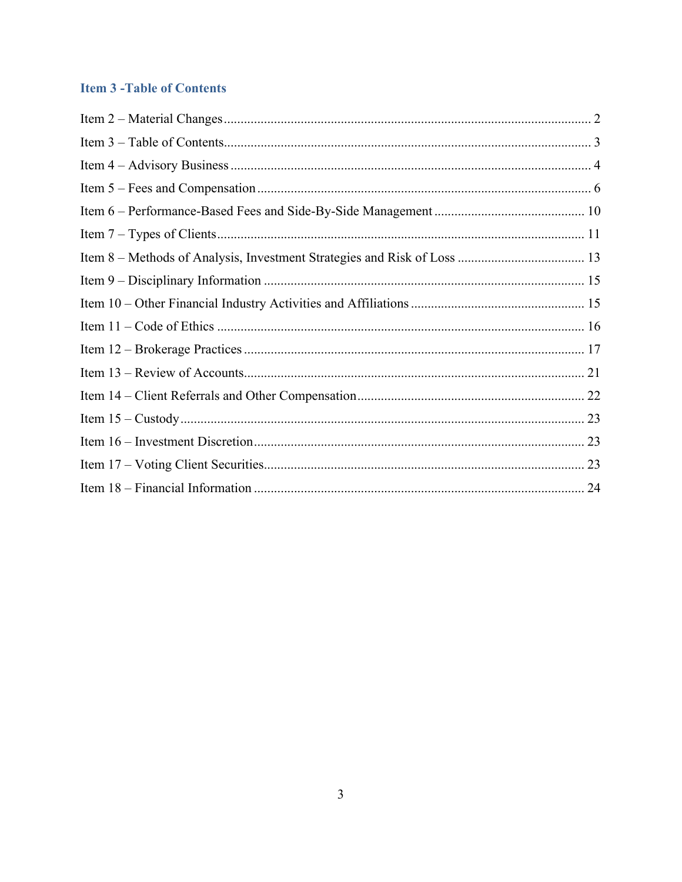## Item 3 -Table of Contents

Item 2 – Material Changes ........................................................................................................... 2

Item 3 – Table of Contents........................................................................................................... 3

Item 4 – Advisory Business ......................................................................................................... 4

Item 5 – Fees and Compensation ................................................................................................. 6

Item 6 – Performance-Based Fees and Side-By-Side Management ........................................... 10

Item 7 – Types of Clients........................................................................................................... 11

Item 8 – Methods of Analysis, Investment Strategies and Risk of Loss ..................................... 13

Item 9 – Disciplinary Information .............................................................................................. 15

Item 10 – Other Financial Industry Activities and Affiliations ................................................... 15

Item 11 – Code of Ethics ............................................................................................................ 16

Item 12 – Brokerage Practices .................................................................................................... 17

Item 13 – Review of Accounts.................................................................................................... 21

Item 14 – Client Referrals and Other Compensation.................................................................. 22

Item 15 – Custody....................................................................................................................... 23

Item 16 – Investment Discretion................................................................................................. 23

Item 17 – Voting Client Securities............................................................................................... 23

Item 18 – Financial Information ................................................................................................. 24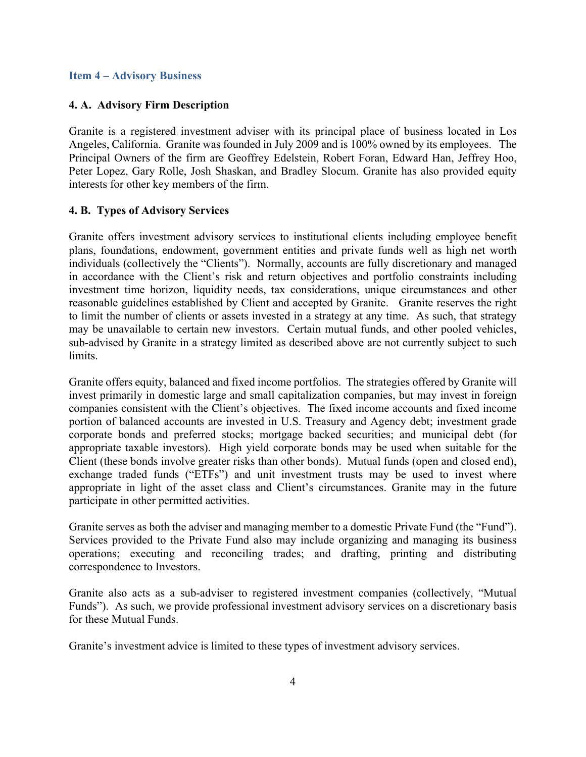## Item 4 – Advisory Business

### 4. A. Advisory Firm Description

Granite is a registered investment adviser with its principal place of business located in Los Angeles, California. Granite was founded in July 2009 and is 100% owned by its employees. The Principal Owners of the firm are Geoffrey Edelstein, Robert Foran, Edward Han, Jeffrey Hoo, Peter Lopez, Gary Rolle, Josh Shaskan, and Bradley Slocum. Granite has also provided equity interests for other key members of the firm.

### 4. B. Types of Advisory Services

Granite offers investment advisory services to institutional clients including employee benefit plans, foundations, endowment, government entities and private funds well as high net worth individuals (collectively the "Clients"). Normally, accounts are fully discretionary and managed in accordance with the Client's risk and return objectives and portfolio constraints including investment time horizon, liquidity needs, tax considerations, unique circumstances and other reasonable guidelines established by Client and accepted by Granite. Granite reserves the right to limit the number of clients or assets invested in a strategy at any time. As such, that strategy may be unavailable to certain new investors. Certain mutual funds, and other pooled vehicles, sub-advised by Granite in a strategy limited as described above are not currently subject to such limits.

Granite offers equity, balanced and fixed income portfolios. The strategies offered by Granite will invest primarily in domestic large and small capitalization companies, but may invest in foreign companies consistent with the Client's objectives. The fixed income accounts and fixed income portion of balanced accounts are invested in U.S. Treasury and Agency debt; investment grade corporate bonds and preferred stocks; mortgage backed securities; and municipal debt (for appropriate taxable investors). High yield corporate bonds may be used when suitable for the Client (these bonds involve greater risks than other bonds). Mutual funds (open and closed end), exchange traded funds ("ETFs") and unit investment trusts may be used to invest where appropriate in light of the asset class and Client's circumstances. Granite may in the future participate in other permitted activities.

Granite serves as both the adviser and managing member to a domestic Private Fund (the "Fund"). Services provided to the Private Fund also may include organizing and managing its business operations; executing and reconciling trades; and drafting, printing and distributing correspondence to Investors.

Granite also acts as a sub-adviser to registered investment companies (collectively, "Mutual Funds"). As such, we provide professional investment advisory services on a discretionary basis for these Mutual Funds.

Granite's investment advice is limited to these types of investment advisory services.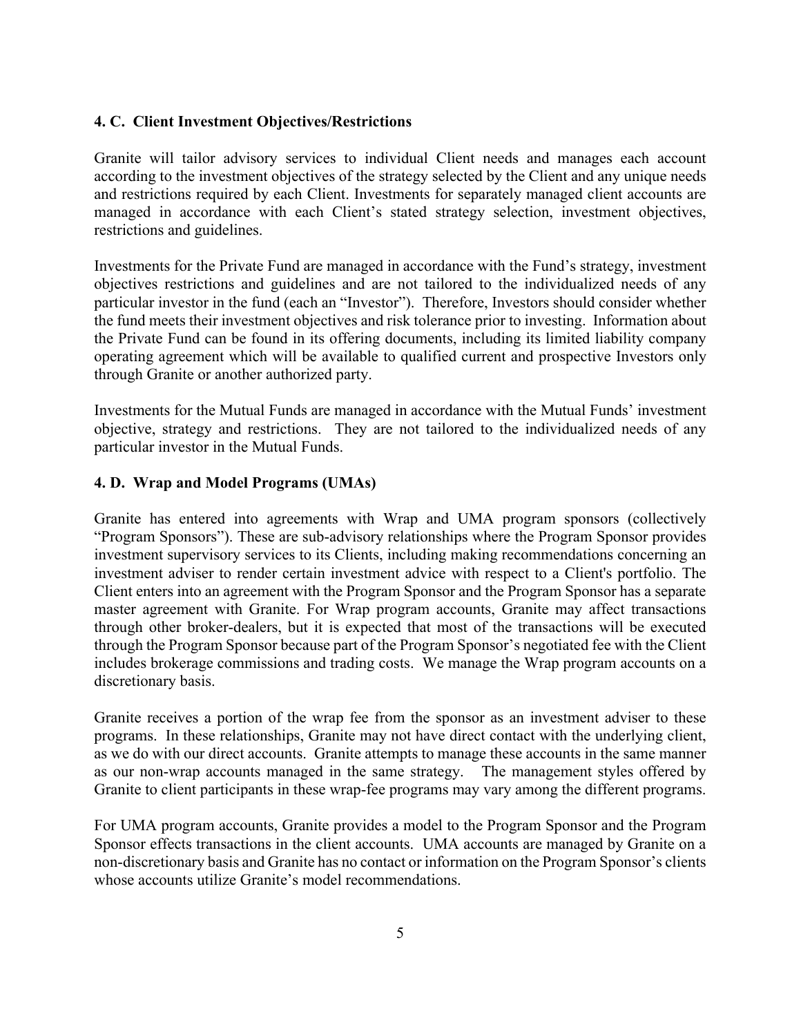**4. C. Client Investment Objectives/Restrictions**

Granite will tailor advisory services to individual Client needs and manages each account according to the investment objectives of the strategy selected by the Client and any unique needs and restrictions required by each Client. Investments for separately managed client accounts are managed in accordance with each Client's stated strategy selection, investment objectives, restrictions and guidelines.

Investments for the Private Fund are managed in accordance with the Fund's strategy, investment objectives restrictions and guidelines and are not tailored to the individualized needs of any particular investor in the fund (each an "Investor"). Therefore, Investors should consider whether the fund meets their investment objectives and risk tolerance prior to investing. Information about the Private Fund can be found in its offering documents, including its limited liability company operating agreement which will be available to qualified current and prospective Investors only through Granite or another authorized party.

Investments for the Mutual Funds are managed in accordance with the Mutual Funds' investment objective, strategy and restrictions. They are not tailored to the individualized needs of any particular investor in the Mutual Funds.

**4. D. Wrap and Model Programs (UMAs)**

Granite has entered into agreements with Wrap and UMA program sponsors (collectively "Program Sponsors"). These are sub-advisory relationships where the Program Sponsor provides investment supervisory services to its Clients, including making recommendations concerning an investment adviser to render certain investment advice with respect to a Client's portfolio. The Client enters into an agreement with the Program Sponsor and the Program Sponsor has a separate master agreement with Granite. For Wrap program accounts, Granite may affect transactions through other broker-dealers, but it is expected that most of the transactions will be executed through the Program Sponsor because part of the Program Sponsor's negotiated fee with the Client includes brokerage commissions and trading costs. We manage the Wrap program accounts on a discretionary basis.

Granite receives a portion of the wrap fee from the sponsor as an investment adviser to these programs. In these relationships, Granite may not have direct contact with the underlying client, as we do with our direct accounts. Granite attempts to manage these accounts in the same manner as our non-wrap accounts managed in the same strategy. The management styles offered by Granite to client participants in these wrap-fee programs may vary among the different programs.

For UMA program accounts, Granite provides a model to the Program Sponsor and the Program Sponsor effects transactions in the client accounts. UMA accounts are managed by Granite on a non-discretionary basis and Granite has no contact or information on the Program Sponsor's clients whose accounts utilize Granite's model recommendations.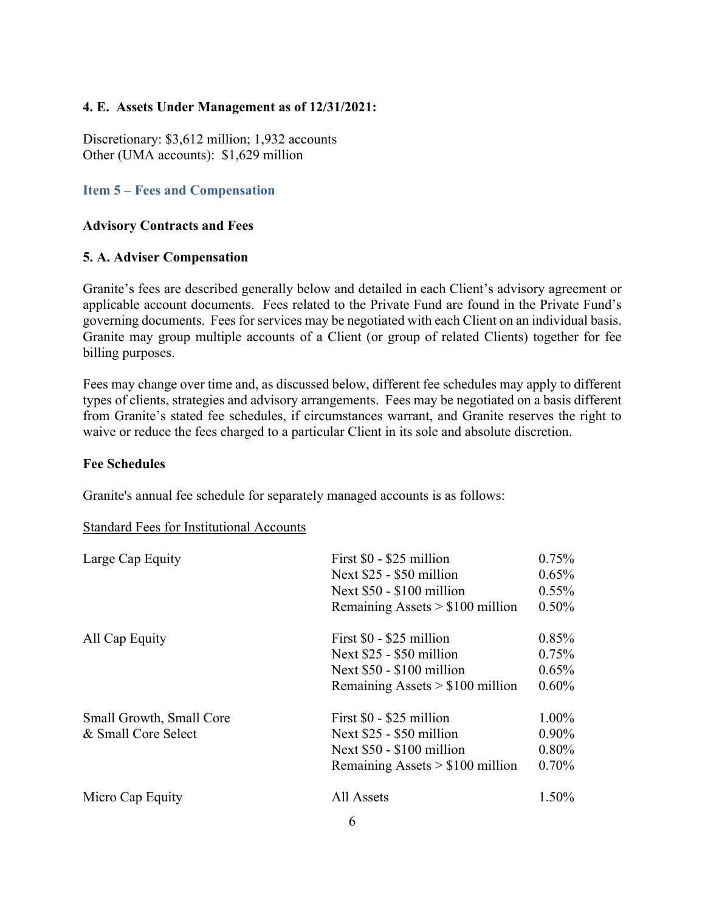**4. E. Assets Under Management as of 12/31/2021:**

Discretionary: $3,612 million; 1,932 accounts
Other (UMA accounts): $1,629 million

## Item 5 – Fees and Compensation

**Advisory Contracts and Fees**

**5. A. Adviser Compensation**

Granite's fees are described generally below and detailed in each Client's advisory agreement or applicable account documents. Fees related to the Private Fund are found in the Private Fund's governing documents. Fees for services may be negotiated with each Client on an individual basis. Granite may group multiple accounts of a Client (or group of related Clients) together for fee billing purposes.

Fees may change over time and, as discussed below, different fee schedules may apply to different types of clients, strategies and advisory arrangements. Fees may be negotiated on a basis different from Granite's stated fee schedules, if circumstances warrant, and Granite reserves the right to waive or reduce the fees charged to a particular Client in its sole and absolute discretion.

**Fee Schedules**

Granite's annual fee schedule for separately managed accounts is as follows:

Standard Fees for Institutional Accounts

| Strategy | Assets | Fee |
|---|---|---|
| Large Cap Equity | First $0 - $25 million | 0.75% |
| | Next $25 - $50 million | 0.65% |
| | Next $50 - $100 million | 0.55% |
| | Remaining Assets > $100 million | 0.50% |
| All Cap Equity | First $0 - $25 million | 0.85% |
| | Next $25 - $50 million | 0.75% |
| | Next $50 - $100 million | 0.65% |
| | Remaining Assets > $100 million | 0.60% |
| Small Growth, Small Core & Small Core Select | First $0 - $25 million | 1.00% |
| | Next $25 - $50 million | 0.90% |
| | Next $50 - $100 million | 0.80% |
| | Remaining Assets > $100 million | 0.70% |
| Micro Cap Equity | All Assets | 1.50% |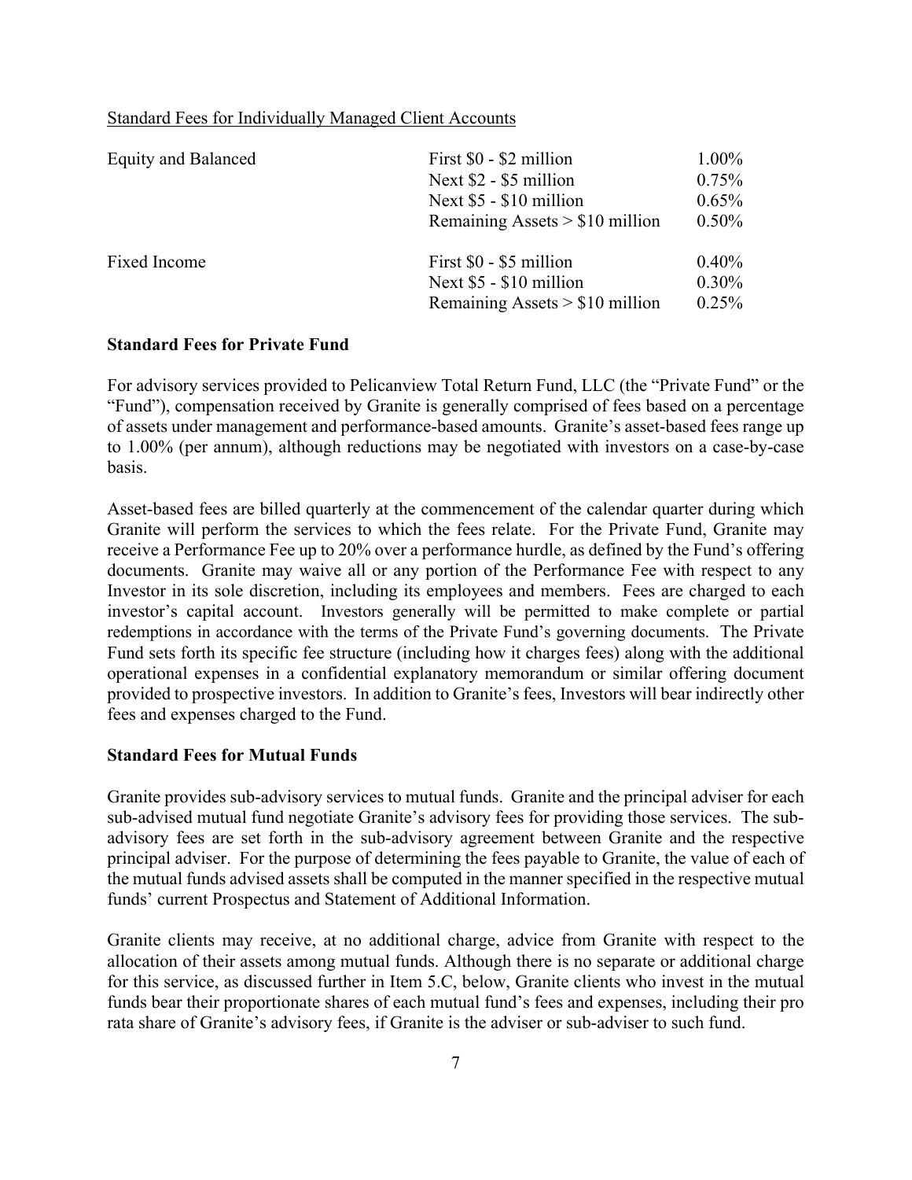Standard Fees for Individually Managed Client Accounts

| | | |
|---|---|---|
| Equity and Balanced | First $0 - $2 million | 1.00% |
| | Next $2 - $5 million | 0.75% |
| | Next $5 - $10 million | 0.65% |
| | Remaining Assets > $10 million | 0.50% |
| Fixed Income | First $0 - $5 million | 0.40% |
| | Next $5 - $10 million | 0.30% |
| | Remaining Assets > $10 million | 0.25% |

**Standard Fees for Private Fund**

For advisory services provided to Pelicanview Total Return Fund, LLC (the "Private Fund" or the "Fund"), compensation received by Granite is generally comprised of fees based on a percentage of assets under management and performance-based amounts. Granite's asset-based fees range up to 1.00% (per annum), although reductions may be negotiated with investors on a case-by-case basis.

Asset-based fees are billed quarterly at the commencement of the calendar quarter during which Granite will perform the services to which the fees relate. For the Private Fund, Granite may receive a Performance Fee up to 20% over a performance hurdle, as defined by the Fund's offering documents. Granite may waive all or any portion of the Performance Fee with respect to any Investor in its sole discretion, including its employees and members. Fees are charged to each investor's capital account. Investors generally will be permitted to make complete or partial redemptions in accordance with the terms of the Private Fund's governing documents. The Private Fund sets forth its specific fee structure (including how it charges fees) along with the additional operational expenses in a confidential explanatory memorandum or similar offering document provided to prospective investors. In addition to Granite's fees, Investors will bear indirectly other fees and expenses charged to the Fund.

**Standard Fees for Mutual Funds**

Granite provides sub-advisory services to mutual funds. Granite and the principal adviser for each sub-advised mutual fund negotiate Granite's advisory fees for providing those services. The sub-advisory fees are set forth in the sub-advisory agreement between Granite and the respective principal adviser. For the purpose of determining the fees payable to Granite, the value of each of the mutual funds advised assets shall be computed in the manner specified in the respective mutual funds' current Prospectus and Statement of Additional Information.

Granite clients may receive, at no additional charge, advice from Granite with respect to the allocation of their assets among mutual funds. Although there is no separate or additional charge for this service, as discussed further in Item 5.C, below, Granite clients who invest in the mutual funds bear their proportionate shares of each mutual fund's fees and expenses, including their pro rata share of Granite's advisory fees, if Granite is the adviser or sub-adviser to such fund.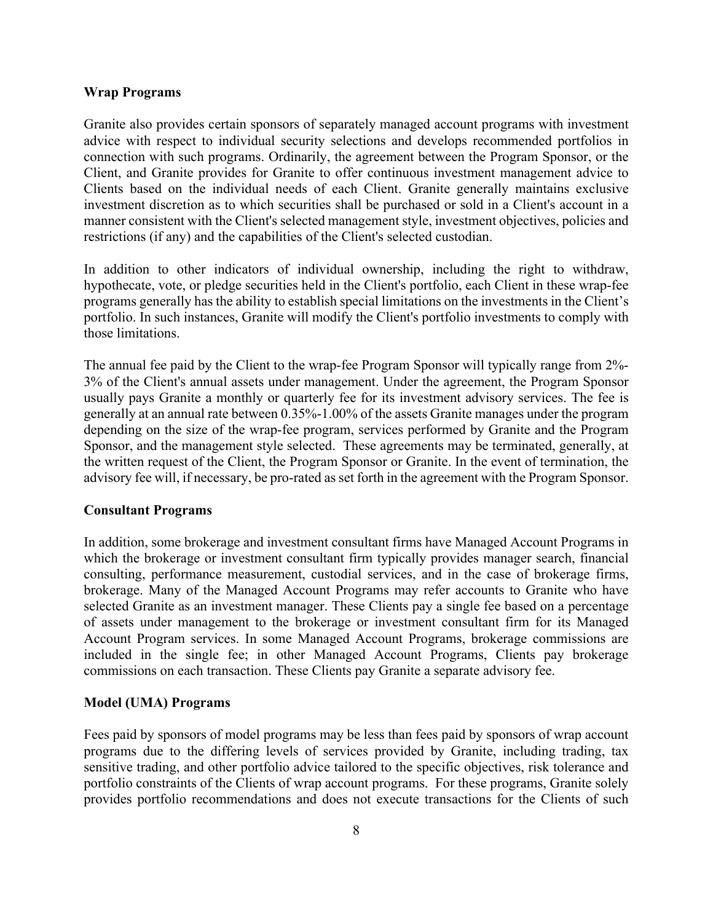**Wrap Programs**

Granite also provides certain sponsors of separately managed account programs with investment advice with respect to individual security selections and develops recommended portfolios in connection with such programs. Ordinarily, the agreement between the Program Sponsor, or the Client, and Granite provides for Granite to offer continuous investment management advice to Clients based on the individual needs of each Client. Granite generally maintains exclusive investment discretion as to which securities shall be purchased or sold in a Client's account in a manner consistent with the Client's selected management style, investment objectives, policies and restrictions (if any) and the capabilities of the Client's selected custodian.

In addition to other indicators of individual ownership, including the right to withdraw, hypothecate, vote, or pledge securities held in the Client's portfolio, each Client in these wrap-fee programs generally has the ability to establish special limitations on the investments in the Client's portfolio. In such instances, Granite will modify the Client's portfolio investments to comply with those limitations.

The annual fee paid by the Client to the wrap-fee Program Sponsor will typically range from 2%-3% of the Client's annual assets under management. Under the agreement, the Program Sponsor usually pays Granite a monthly or quarterly fee for its investment advisory services. The fee is generally at an annual rate between 0.35%-1.00% of the assets Granite manages under the program depending on the size of the wrap-fee program, services performed by Granite and the Program Sponsor, and the management style selected. These agreements may be terminated, generally, at the written request of the Client, the Program Sponsor or Granite. In the event of termination, the advisory fee will, if necessary, be pro-rated as set forth in the agreement with the Program Sponsor.

**Consultant Programs**

In addition, some brokerage and investment consultant firms have Managed Account Programs in which the brokerage or investment consultant firm typically provides manager search, financial consulting, performance measurement, custodial services, and in the case of brokerage firms, brokerage. Many of the Managed Account Programs may refer accounts to Granite who have selected Granite as an investment manager. These Clients pay a single fee based on a percentage of assets under management to the brokerage or investment consultant firm for its Managed Account Program services. In some Managed Account Programs, brokerage commissions are included in the single fee; in other Managed Account Programs, Clients pay brokerage commissions on each transaction. These Clients pay Granite a separate advisory fee.

**Model (UMA) Programs**

Fees paid by sponsors of model programs may be less than fees paid by sponsors of wrap account programs due to the differing levels of services provided by Granite, including trading, tax sensitive trading, and other portfolio advice tailored to the specific objectives, risk tolerance and portfolio constraints of the Clients of wrap account programs. For these programs, Granite solely provides portfolio recommendations and does not execute transactions for the Clients of such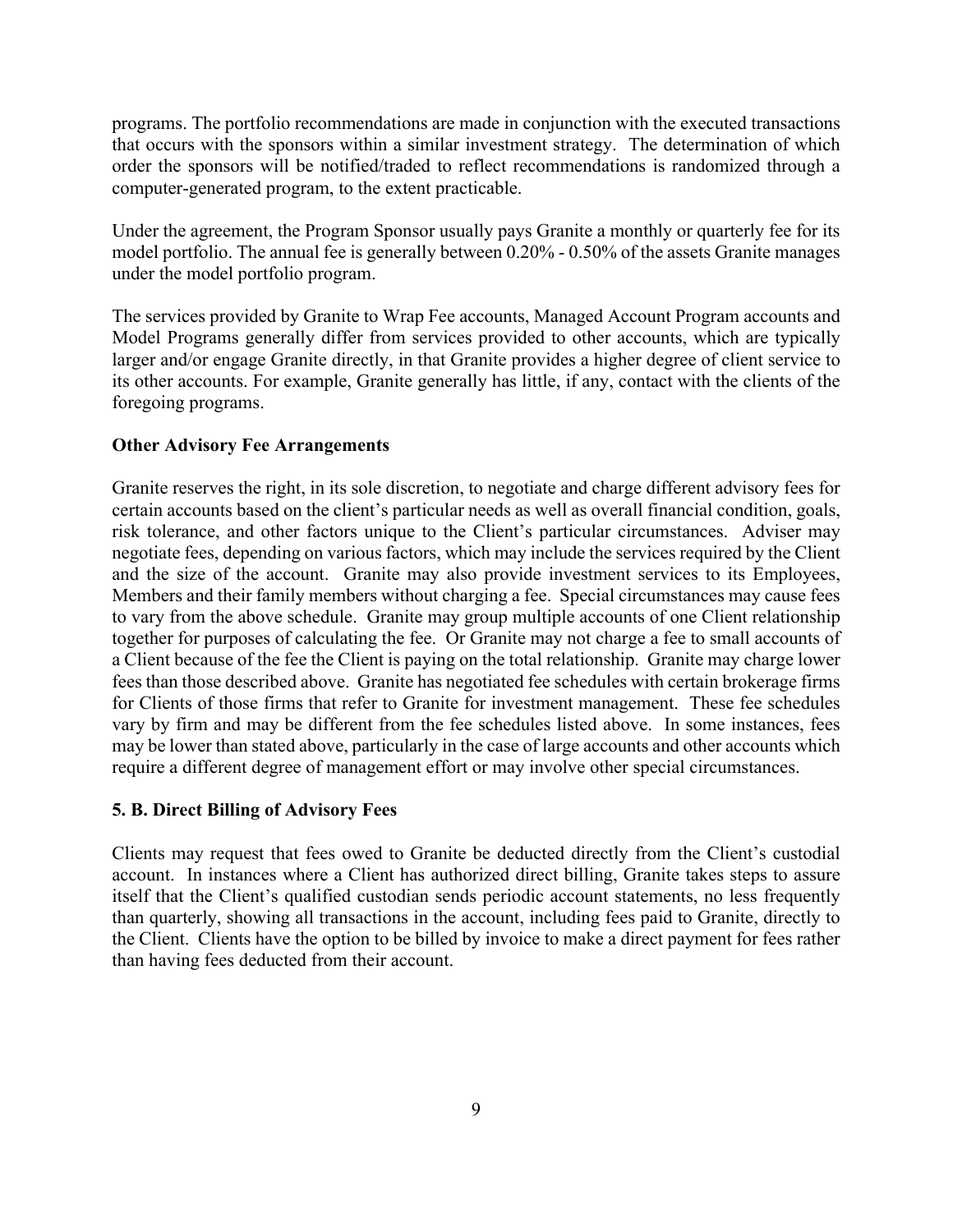programs. The portfolio recommendations are made in conjunction with the executed transactions that occurs with the sponsors within a similar investment strategy. The determination of which order the sponsors will be notified/traded to reflect recommendations is randomized through a computer-generated program, to the extent practicable.

Under the agreement, the Program Sponsor usually pays Granite a monthly or quarterly fee for its model portfolio. The annual fee is generally between 0.20% - 0.50% of the assets Granite manages under the model portfolio program.

The services provided by Granite to Wrap Fee accounts, Managed Account Program accounts and Model Programs generally differ from services provided to other accounts, which are typically larger and/or engage Granite directly, in that Granite provides a higher degree of client service to its other accounts. For example, Granite generally has little, if any, contact with the clients of the foregoing programs.

**Other Advisory Fee Arrangements**

Granite reserves the right, in its sole discretion, to negotiate and charge different advisory fees for certain accounts based on the client's particular needs as well as overall financial condition, goals, risk tolerance, and other factors unique to the Client's particular circumstances. Adviser may negotiate fees, depending on various factors, which may include the services required by the Client and the size of the account. Granite may also provide investment services to its Employees, Members and their family members without charging a fee. Special circumstances may cause fees to vary from the above schedule. Granite may group multiple accounts of one Client relationship together for purposes of calculating the fee. Or Granite may not charge a fee to small accounts of a Client because of the fee the Client is paying on the total relationship. Granite may charge lower fees than those described above. Granite has negotiated fee schedules with certain brokerage firms for Clients of those firms that refer to Granite for investment management. These fee schedules vary by firm and may be different from the fee schedules listed above. In some instances, fees may be lower than stated above, particularly in the case of large accounts and other accounts which require a different degree of management effort or may involve other special circumstances.

**5. B. Direct Billing of Advisory Fees**

Clients may request that fees owed to Granite be deducted directly from the Client's custodial account. In instances where a Client has authorized direct billing, Granite takes steps to assure itself that the Client's qualified custodian sends periodic account statements, no less frequently than quarterly, showing all transactions in the account, including fees paid to Granite, directly to the Client. Clients have the option to be billed by invoice to make a direct payment for fees rather than having fees deducted from their account.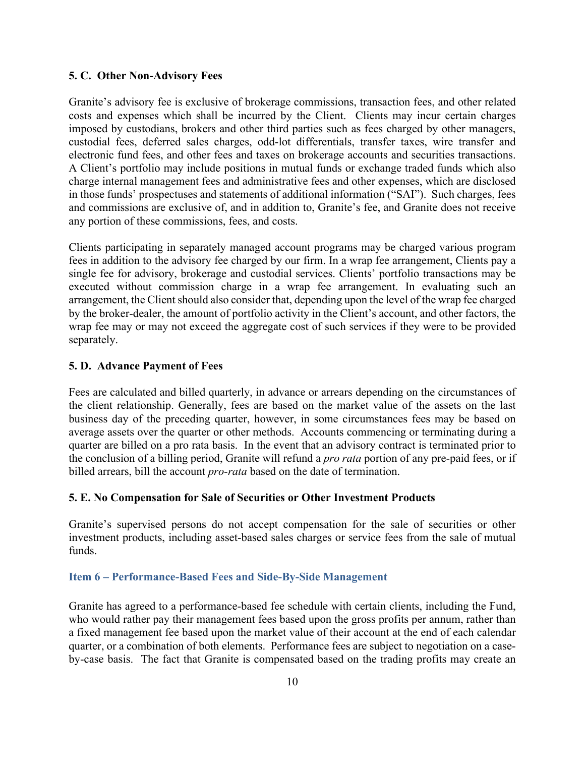### 5. C. Other Non-Advisory Fees

Granite's advisory fee is exclusive of brokerage commissions, transaction fees, and other related costs and expenses which shall be incurred by the Client. Clients may incur certain charges imposed by custodians, brokers and other third parties such as fees charged by other managers, custodial fees, deferred sales charges, odd-lot differentials, transfer taxes, wire transfer and electronic fund fees, and other fees and taxes on brokerage accounts and securities transactions. A Client's portfolio may include positions in mutual funds or exchange traded funds which also charge internal management fees and administrative fees and other expenses, which are disclosed in those funds' prospectuses and statements of additional information ("SAI"). Such charges, fees and commissions are exclusive of, and in addition to, Granite's fee, and Granite does not receive any portion of these commissions, fees, and costs.

Clients participating in separately managed account programs may be charged various program fees in addition to the advisory fee charged by our firm. In a wrap fee arrangement, Clients pay a single fee for advisory, brokerage and custodial services. Clients' portfolio transactions may be executed without commission charge in a wrap fee arrangement. In evaluating such an arrangement, the Client should also consider that, depending upon the level of the wrap fee charged by the broker-dealer, the amount of portfolio activity in the Client's account, and other factors, the wrap fee may or may not exceed the aggregate cost of such services if they were to be provided separately.

### 5. D. Advance Payment of Fees

Fees are calculated and billed quarterly, in advance or arrears depending on the circumstances of the client relationship. Generally, fees are based on the market value of the assets on the last business day of the preceding quarter, however, in some circumstances fees may be based on average assets over the quarter or other methods. Accounts commencing or terminating during a quarter are billed on a pro rata basis. In the event that an advisory contract is terminated prior to the conclusion of a billing period, Granite will refund a *pro rata* portion of any pre-paid fees, or if billed arrears, bill the account *pro-rata* based on the date of termination.

### 5. E. No Compensation for Sale of Securities or Other Investment Products

Granite's supervised persons do not accept compensation for the sale of securities or other investment products, including asset-based sales charges or service fees from the sale of mutual funds.

## Item 6 – Performance-Based Fees and Side-By-Side Management

Granite has agreed to a performance-based fee schedule with certain clients, including the Fund, who would rather pay their management fees based upon the gross profits per annum, rather than a fixed management fee based upon the market value of their account at the end of each calendar quarter, or a combination of both elements. Performance fees are subject to negotiation on a case-by-case basis. The fact that Granite is compensated based on the trading profits may create an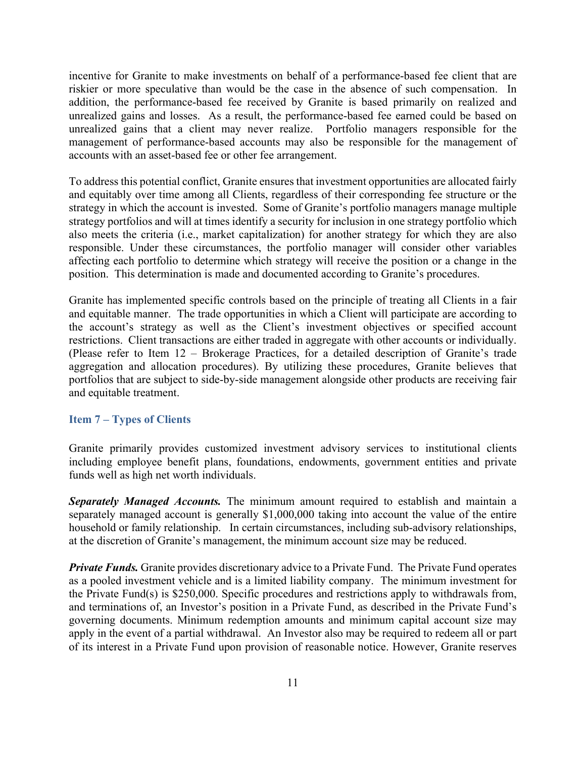incentive for Granite to make investments on behalf of a performance-based fee client that are riskier or more speculative than would be the case in the absence of such compensation. In addition, the performance-based fee received by Granite is based primarily on realized and unrealized gains and losses. As a result, the performance-based fee earned could be based on unrealized gains that a client may never realize. Portfolio managers responsible for the management of performance-based accounts may also be responsible for the management of accounts with an asset-based fee or other fee arrangement.

To address this potential conflict, Granite ensures that investment opportunities are allocated fairly and equitably over time among all Clients, regardless of their corresponding fee structure or the strategy in which the account is invested. Some of Granite's portfolio managers manage multiple strategy portfolios and will at times identify a security for inclusion in one strategy portfolio which also meets the criteria (i.e., market capitalization) for another strategy for which they are also responsible. Under these circumstances, the portfolio manager will consider other variables affecting each portfolio to determine which strategy will receive the position or a change in the position. This determination is made and documented according to Granite's procedures.

Granite has implemented specific controls based on the principle of treating all Clients in a fair and equitable manner. The trade opportunities in which a Client will participate are according to the account's strategy as well as the Client's investment objectives or specified account restrictions. Client transactions are either traded in aggregate with other accounts or individually. (Please refer to Item 12 – Brokerage Practices, for a detailed description of Granite's trade aggregation and allocation procedures). By utilizing these procedures, Granite believes that portfolios that are subject to side-by-side management alongside other products are receiving fair and equitable treatment.

## Item 7 – Types of Clients

Granite primarily provides customized investment advisory services to institutional clients including employee benefit plans, foundations, endowments, government entities and private funds well as high net worth individuals.

***Separately Managed Accounts.*** The minimum amount required to establish and maintain a separately managed account is generally $1,000,000 taking into account the value of the entire household or family relationship. In certain circumstances, including sub-advisory relationships, at the discretion of Granite's management, the minimum account size may be reduced.

***Private Funds.*** Granite provides discretionary advice to a Private Fund. The Private Fund operates as a pooled investment vehicle and is a limited liability company. The minimum investment for the Private Fund(s) is $250,000. Specific procedures and restrictions apply to withdrawals from, and terminations of, an Investor's position in a Private Fund, as described in the Private Fund's governing documents. Minimum redemption amounts and minimum capital account size may apply in the event of a partial withdrawal. An Investor also may be required to redeem all or part of its interest in a Private Fund upon provision of reasonable notice. However, Granite reserves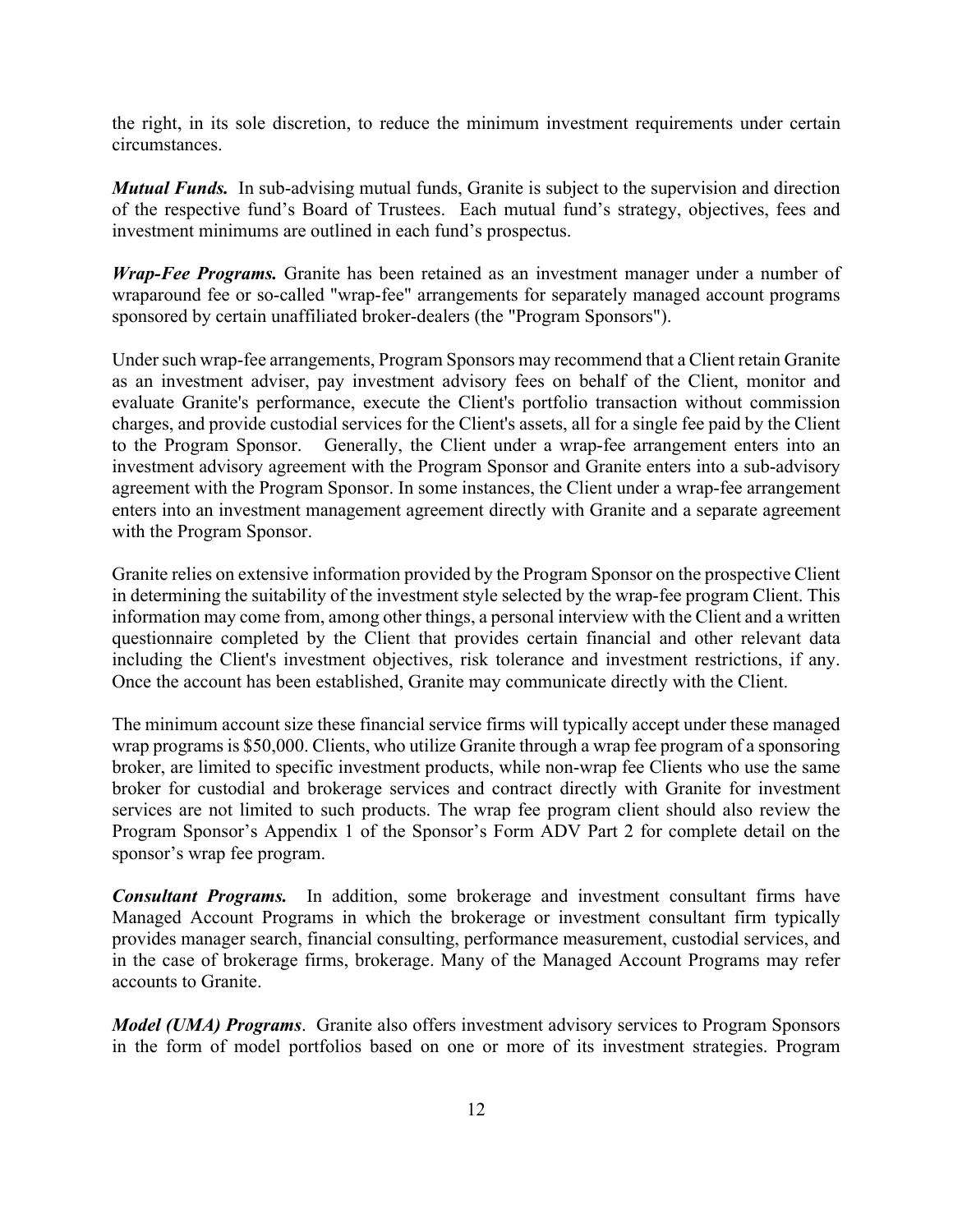the right, in its sole discretion, to reduce the minimum investment requirements under certain circumstances.

***Mutual Funds.*** In sub-advising mutual funds, Granite is subject to the supervision and direction of the respective fund's Board of Trustees. Each mutual fund's strategy, objectives, fees and investment minimums are outlined in each fund's prospectus.

***Wrap-Fee Programs.*** Granite has been retained as an investment manager under a number of wraparound fee or so-called "wrap-fee" arrangements for separately managed account programs sponsored by certain unaffiliated broker-dealers (the "Program Sponsors").

Under such wrap-fee arrangements, Program Sponsors may recommend that a Client retain Granite as an investment adviser, pay investment advisory fees on behalf of the Client, monitor and evaluate Granite's performance, execute the Client's portfolio transaction without commission charges, and provide custodial services for the Client's assets, all for a single fee paid by the Client to the Program Sponsor. Generally, the Client under a wrap-fee arrangement enters into an investment advisory agreement with the Program Sponsor and Granite enters into a sub-advisory agreement with the Program Sponsor. In some instances, the Client under a wrap-fee arrangement enters into an investment management agreement directly with Granite and a separate agreement with the Program Sponsor.

Granite relies on extensive information provided by the Program Sponsor on the prospective Client in determining the suitability of the investment style selected by the wrap-fee program Client. This information may come from, among other things, a personal interview with the Client and a written questionnaire completed by the Client that provides certain financial and other relevant data including the Client's investment objectives, risk tolerance and investment restrictions, if any. Once the account has been established, Granite may communicate directly with the Client.

The minimum account size these financial service firms will typically accept under these managed wrap programs is $50,000. Clients, who utilize Granite through a wrap fee program of a sponsoring broker, are limited to specific investment products, while non-wrap fee Clients who use the same broker for custodial and brokerage services and contract directly with Granite for investment services are not limited to such products. The wrap fee program client should also review the Program Sponsor's Appendix 1 of the Sponsor's Form ADV Part 2 for complete detail on the sponsor's wrap fee program.

***Consultant Programs.*** In addition, some brokerage and investment consultant firms have Managed Account Programs in which the brokerage or investment consultant firm typically provides manager search, financial consulting, performance measurement, custodial services, and in the case of brokerage firms, brokerage. Many of the Managed Account Programs may refer accounts to Granite.

***Model (UMA) Programs***. Granite also offers investment advisory services to Program Sponsors in the form of model portfolios based on one or more of its investment strategies. Program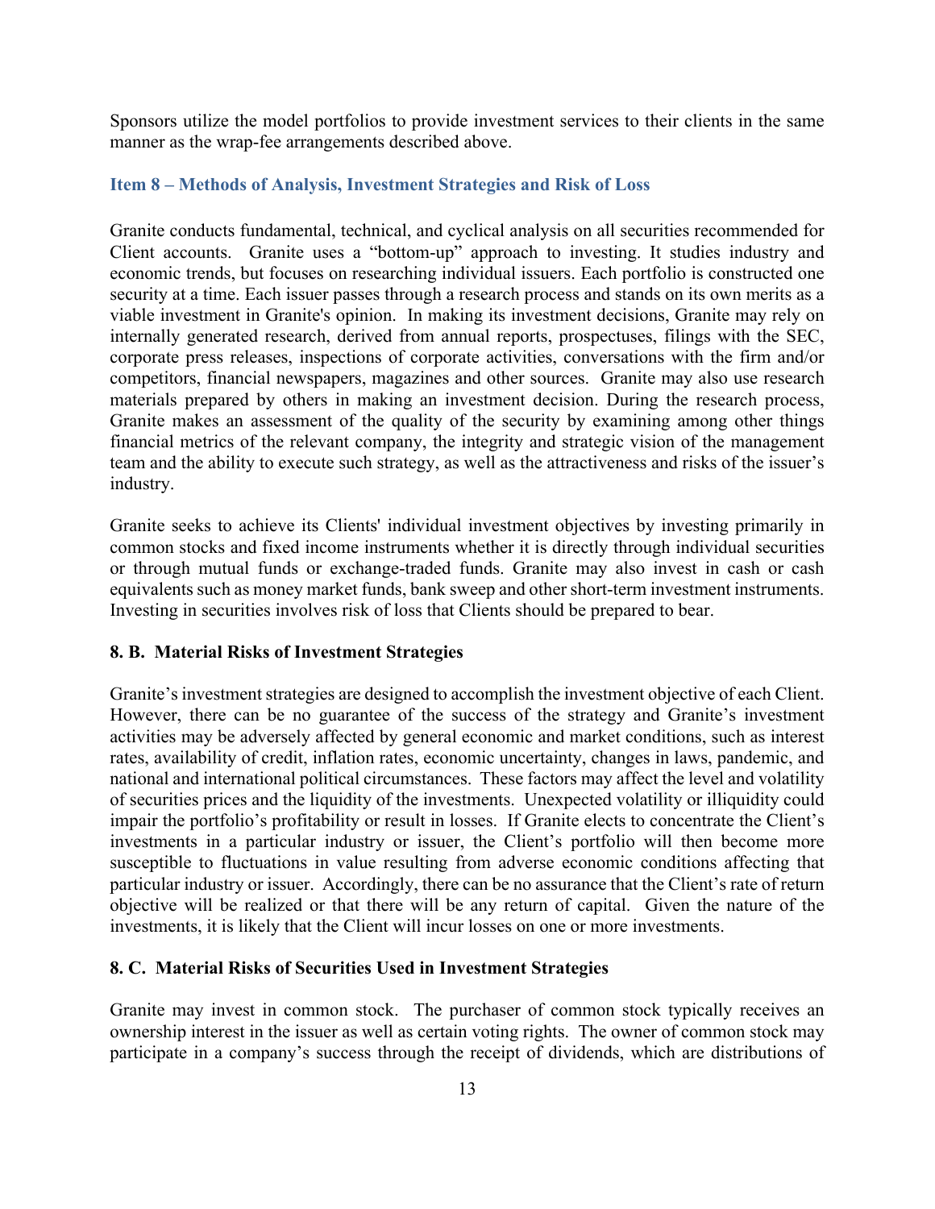Sponsors utilize the model portfolios to provide investment services to their clients in the same manner as the wrap-fee arrangements described above.

## Item 8 – Methods of Analysis, Investment Strategies and Risk of Loss

Granite conducts fundamental, technical, and cyclical analysis on all securities recommended for Client accounts. Granite uses a "bottom-up" approach to investing. It studies industry and economic trends, but focuses on researching individual issuers. Each portfolio is constructed one security at a time. Each issuer passes through a research process and stands on its own merits as a viable investment in Granite's opinion. In making its investment decisions, Granite may rely on internally generated research, derived from annual reports, prospectuses, filings with the SEC, corporate press releases, inspections of corporate activities, conversations with the firm and/or competitors, financial newspapers, magazines and other sources. Granite may also use research materials prepared by others in making an investment decision. During the research process, Granite makes an assessment of the quality of the security by examining among other things financial metrics of the relevant company, the integrity and strategic vision of the management team and the ability to execute such strategy, as well as the attractiveness and risks of the issuer's industry.

Granite seeks to achieve its Clients' individual investment objectives by investing primarily in common stocks and fixed income instruments whether it is directly through individual securities or through mutual funds or exchange-traded funds. Granite may also invest in cash or cash equivalents such as money market funds, bank sweep and other short-term investment instruments. Investing in securities involves risk of loss that Clients should be prepared to bear.

### 8. B. Material Risks of Investment Strategies

Granite's investment strategies are designed to accomplish the investment objective of each Client. However, there can be no guarantee of the success of the strategy and Granite's investment activities may be adversely affected by general economic and market conditions, such as interest rates, availability of credit, inflation rates, economic uncertainty, changes in laws, pandemic, and national and international political circumstances. These factors may affect the level and volatility of securities prices and the liquidity of the investments. Unexpected volatility or illiquidity could impair the portfolio's profitability or result in losses. If Granite elects to concentrate the Client's investments in a particular industry or issuer, the Client's portfolio will then become more susceptible to fluctuations in value resulting from adverse economic conditions affecting that particular industry or issuer. Accordingly, there can be no assurance that the Client's rate of return objective will be realized or that there will be any return of capital. Given the nature of the investments, it is likely that the Client will incur losses on one or more investments.

### 8. C. Material Risks of Securities Used in Investment Strategies

Granite may invest in common stock. The purchaser of common stock typically receives an ownership interest in the issuer as well as certain voting rights. The owner of common stock may participate in a company's success through the receipt of dividends, which are distributions of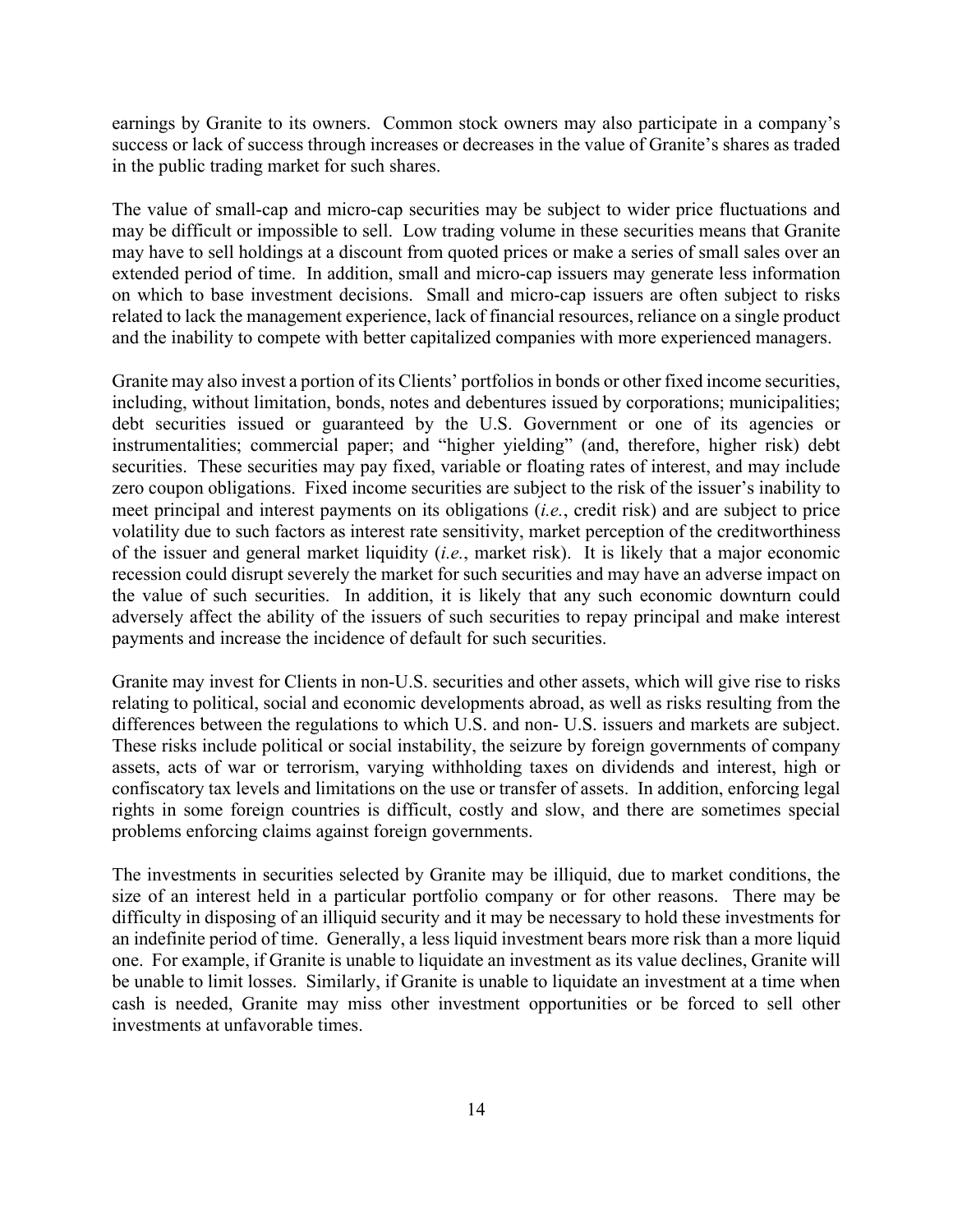earnings by Granite to its owners. Common stock owners may also participate in a company's success or lack of success through increases or decreases in the value of Granite's shares as traded in the public trading market for such shares.

The value of small-cap and micro-cap securities may be subject to wider price fluctuations and may be difficult or impossible to sell. Low trading volume in these securities means that Granite may have to sell holdings at a discount from quoted prices or make a series of small sales over an extended period of time. In addition, small and micro-cap issuers may generate less information on which to base investment decisions. Small and micro-cap issuers are often subject to risks related to lack the management experience, lack of financial resources, reliance on a single product and the inability to compete with better capitalized companies with more experienced managers.

Granite may also invest a portion of its Clients' portfolios in bonds or other fixed income securities, including, without limitation, bonds, notes and debentures issued by corporations; municipalities; debt securities issued or guaranteed by the U.S. Government or one of its agencies or instrumentalities; commercial paper; and "higher yielding" (and, therefore, higher risk) debt securities. These securities may pay fixed, variable or floating rates of interest, and may include zero coupon obligations. Fixed income securities are subject to the risk of the issuer's inability to meet principal and interest payments on its obligations (*i.e.*, credit risk) and are subject to price volatility due to such factors as interest rate sensitivity, market perception of the creditworthiness of the issuer and general market liquidity (*i.e.*, market risk). It is likely that a major economic recession could disrupt severely the market for such securities and may have an adverse impact on the value of such securities. In addition, it is likely that any such economic downturn could adversely affect the ability of the issuers of such securities to repay principal and make interest payments and increase the incidence of default for such securities.

Granite may invest for Clients in non-U.S. securities and other assets, which will give rise to risks relating to political, social and economic developments abroad, as well as risks resulting from the differences between the regulations to which U.S. and non- U.S. issuers and markets are subject. These risks include political or social instability, the seizure by foreign governments of company assets, acts of war or terrorism, varying withholding taxes on dividends and interest, high or confiscatory tax levels and limitations on the use or transfer of assets. In addition, enforcing legal rights in some foreign countries is difficult, costly and slow, and there are sometimes special problems enforcing claims against foreign governments.

The investments in securities selected by Granite may be illiquid, due to market conditions, the size of an interest held in a particular portfolio company or for other reasons. There may be difficulty in disposing of an illiquid security and it may be necessary to hold these investments for an indefinite period of time. Generally, a less liquid investment bears more risk than a more liquid one. For example, if Granite is unable to liquidate an investment as its value declines, Granite will be unable to limit losses. Similarly, if Granite is unable to liquidate an investment at a time when cash is needed, Granite may miss other investment opportunities or be forced to sell other investments at unfavorable times.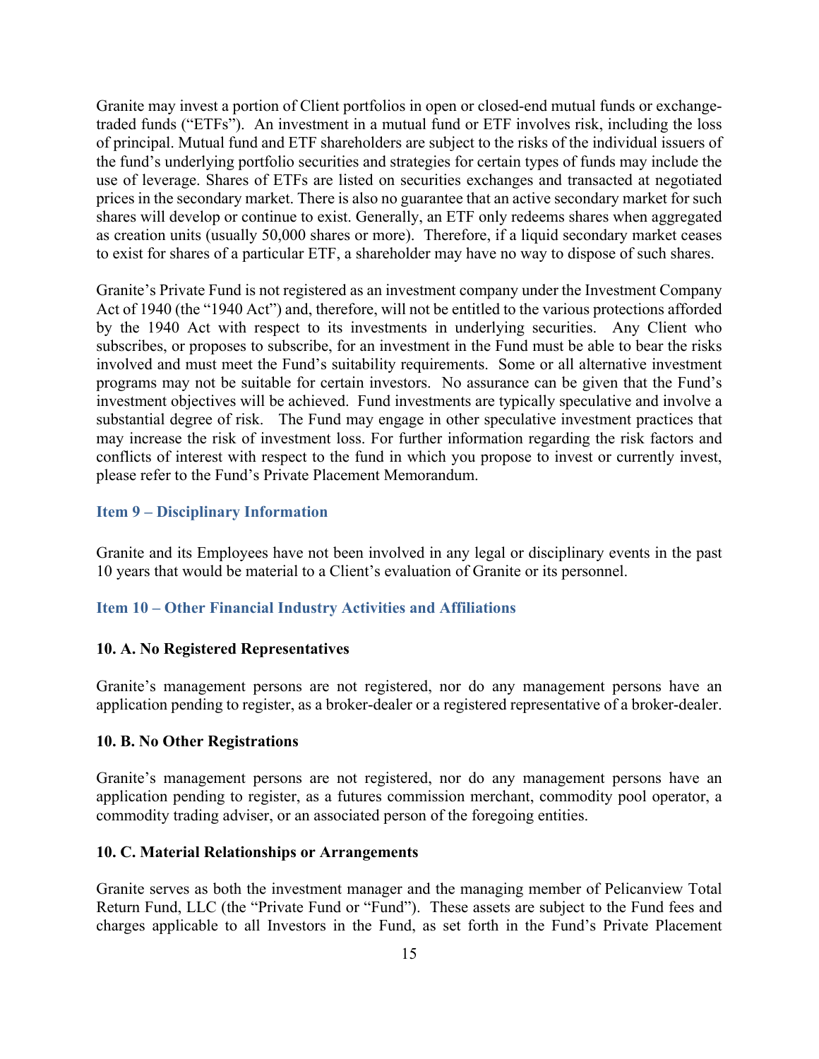Granite may invest a portion of Client portfolios in open or closed-end mutual funds or exchange-traded funds ("ETFs"). An investment in a mutual fund or ETF involves risk, including the loss of principal. Mutual fund and ETF shareholders are subject to the risks of the individual issuers of the fund's underlying portfolio securities and strategies for certain types of funds may include the use of leverage. Shares of ETFs are listed on securities exchanges and transacted at negotiated prices in the secondary market. There is also no guarantee that an active secondary market for such shares will develop or continue to exist. Generally, an ETF only redeems shares when aggregated as creation units (usually 50,000 shares or more). Therefore, if a liquid secondary market ceases to exist for shares of a particular ETF, a shareholder may have no way to dispose of such shares.

Granite's Private Fund is not registered as an investment company under the Investment Company Act of 1940 (the "1940 Act") and, therefore, will not be entitled to the various protections afforded by the 1940 Act with respect to its investments in underlying securities. Any Client who subscribes, or proposes to subscribe, for an investment in the Fund must be able to bear the risks involved and must meet the Fund's suitability requirements. Some or all alternative investment programs may not be suitable for certain investors. No assurance can be given that the Fund's investment objectives will be achieved. Fund investments are typically speculative and involve a substantial degree of risk. The Fund may engage in other speculative investment practices that may increase the risk of investment loss. For further information regarding the risk factors and conflicts of interest with respect to the fund in which you propose to invest or currently invest, please refer to the Fund's Private Placement Memorandum.

## Item 9 – Disciplinary Information

Granite and its Employees have not been involved in any legal or disciplinary events in the past 10 years that would be material to a Client's evaluation of Granite or its personnel.

## Item 10 – Other Financial Industry Activities and Affiliations

### 10. A. No Registered Representatives

Granite's management persons are not registered, nor do any management persons have an application pending to register, as a broker-dealer or a registered representative of a broker-dealer.

### 10. B. No Other Registrations

Granite's management persons are not registered, nor do any management persons have an application pending to register, as a futures commission merchant, commodity pool operator, a commodity trading adviser, or an associated person of the foregoing entities.

### 10. C. Material Relationships or Arrangements

Granite serves as both the investment manager and the managing member of Pelicanview Total Return Fund, LLC (the "Private Fund or "Fund"). These assets are subject to the Fund fees and charges applicable to all Investors in the Fund, as set forth in the Fund's Private Placement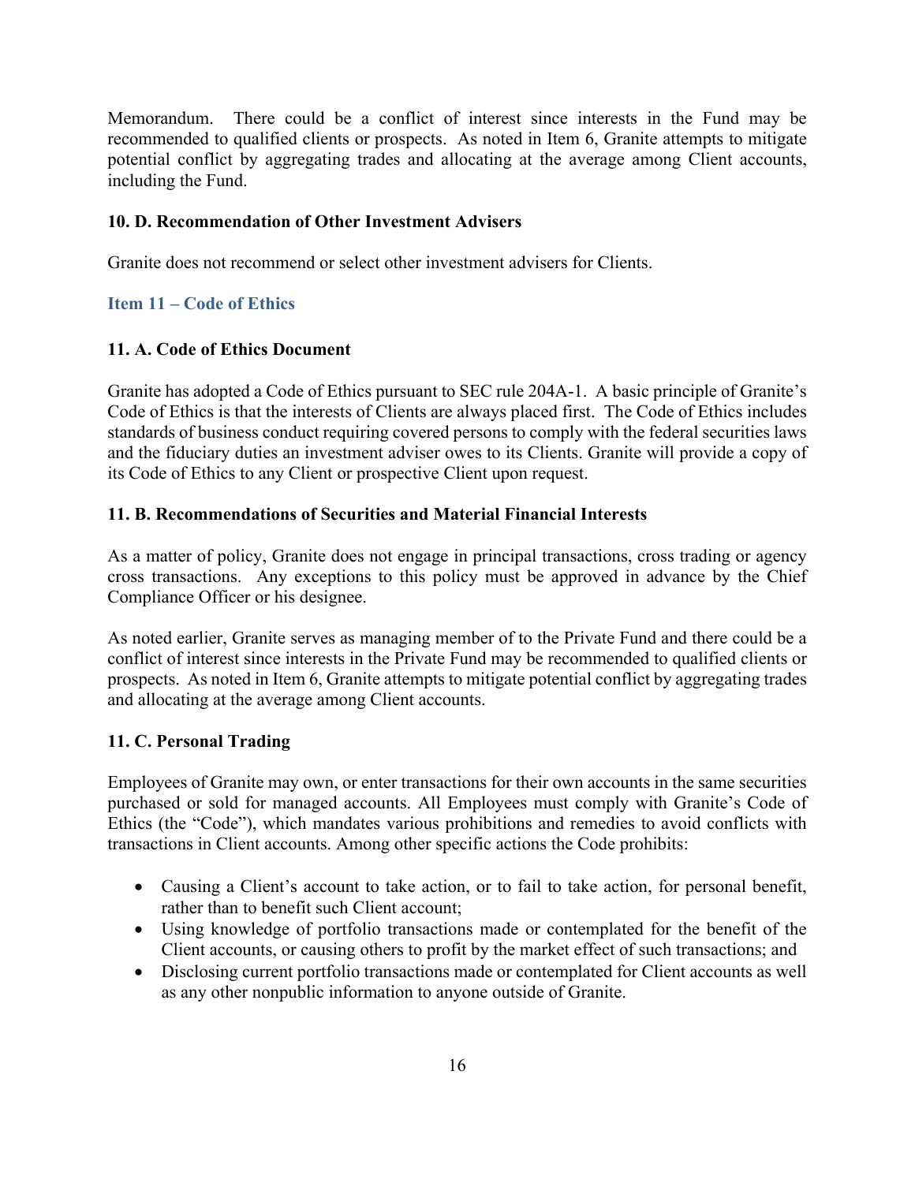Memorandum. There could be a conflict of interest since interests in the Fund may be recommended to qualified clients or prospects. As noted in Item 6, Granite attempts to mitigate potential conflict by aggregating trades and allocating at the average among Client accounts, including the Fund.

### 10. D. Recommendation of Other Investment Advisers

Granite does not recommend or select other investment advisers for Clients.

## Item 11 – Code of Ethics

### 11. A. Code of Ethics Document

Granite has adopted a Code of Ethics pursuant to SEC rule 204A-1. A basic principle of Granite's Code of Ethics is that the interests of Clients are always placed first. The Code of Ethics includes standards of business conduct requiring covered persons to comply with the federal securities laws and the fiduciary duties an investment adviser owes to its Clients. Granite will provide a copy of its Code of Ethics to any Client or prospective Client upon request.

### 11. B. Recommendations of Securities and Material Financial Interests

As a matter of policy, Granite does not engage in principal transactions, cross trading or agency cross transactions. Any exceptions to this policy must be approved in advance by the Chief Compliance Officer or his designee.

As noted earlier, Granite serves as managing member of to the Private Fund and there could be a conflict of interest since interests in the Private Fund may be recommended to qualified clients or prospects. As noted in Item 6, Granite attempts to mitigate potential conflict by aggregating trades and allocating at the average among Client accounts.

### 11. C. Personal Trading

Employees of Granite may own, or enter transactions for their own accounts in the same securities purchased or sold for managed accounts. All Employees must comply with Granite's Code of Ethics (the "Code"), which mandates various prohibitions and remedies to avoid conflicts with transactions in Client accounts. Among other specific actions the Code prohibits:

- Causing a Client's account to take action, or to fail to take action, for personal benefit, rather than to benefit such Client account;
- Using knowledge of portfolio transactions made or contemplated for the benefit of the Client accounts, or causing others to profit by the market effect of such transactions; and
- Disclosing current portfolio transactions made or contemplated for Client accounts as well as any other nonpublic information to anyone outside of Granite.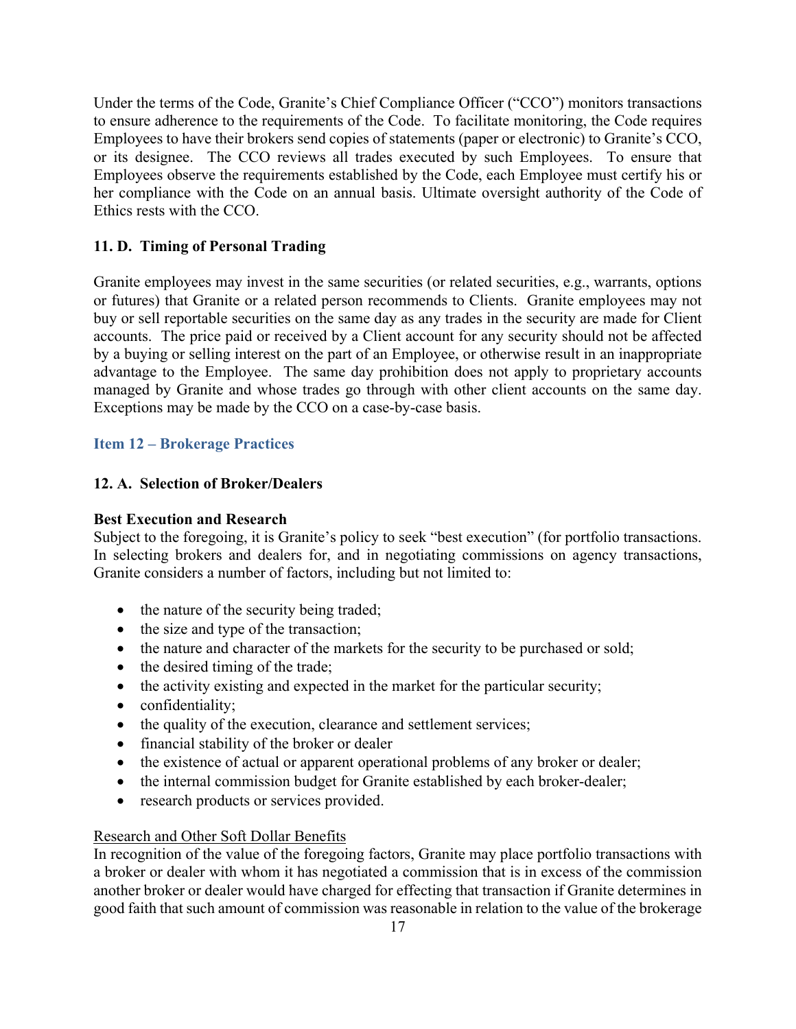Under the terms of the Code, Granite's Chief Compliance Officer ("CCO") monitors transactions to ensure adherence to the requirements of the Code. To facilitate monitoring, the Code requires Employees to have their brokers send copies of statements (paper or electronic) to Granite's CCO, or its designee. The CCO reviews all trades executed by such Employees. To ensure that Employees observe the requirements established by the Code, each Employee must certify his or her compliance with the Code on an annual basis. Ultimate oversight authority of the Code of Ethics rests with the CCO.

### 11. D. Timing of Personal Trading

Granite employees may invest in the same securities (or related securities, e.g., warrants, options or futures) that Granite or a related person recommends to Clients. Granite employees may not buy or sell reportable securities on the same day as any trades in the security are made for Client accounts. The price paid or received by a Client account for any security should not be affected by a buying or selling interest on the part of an Employee, or otherwise result in an inappropriate advantage to the Employee. The same day prohibition does not apply to proprietary accounts managed by Granite and whose trades go through with other client accounts on the same day. Exceptions may be made by the CCO on a case-by-case basis.

## Item 12 – Brokerage Practices

### 12. A. Selection of Broker/Dealers

**Best Execution and Research**

Subject to the foregoing, it is Granite's policy to seek "best execution" (for portfolio transactions. In selecting brokers and dealers for, and in negotiating commissions on agency transactions, Granite considers a number of factors, including but not limited to:

- the nature of the security being traded;
- the size and type of the transaction;
- the nature and character of the markets for the security to be purchased or sold;
- the desired timing of the trade;
- the activity existing and expected in the market for the particular security;
- confidentiality;
- the quality of the execution, clearance and settlement services;
- financial stability of the broker or dealer
- the existence of actual or apparent operational problems of any broker or dealer;
- the internal commission budget for Granite established by each broker-dealer;
- research products or services provided.

Research and Other Soft Dollar Benefits

In recognition of the value of the foregoing factors, Granite may place portfolio transactions with a broker or dealer with whom it has negotiated a commission that is in excess of the commission another broker or dealer would have charged for effecting that transaction if Granite determines in good faith that such amount of commission was reasonable in relation to the value of the brokerage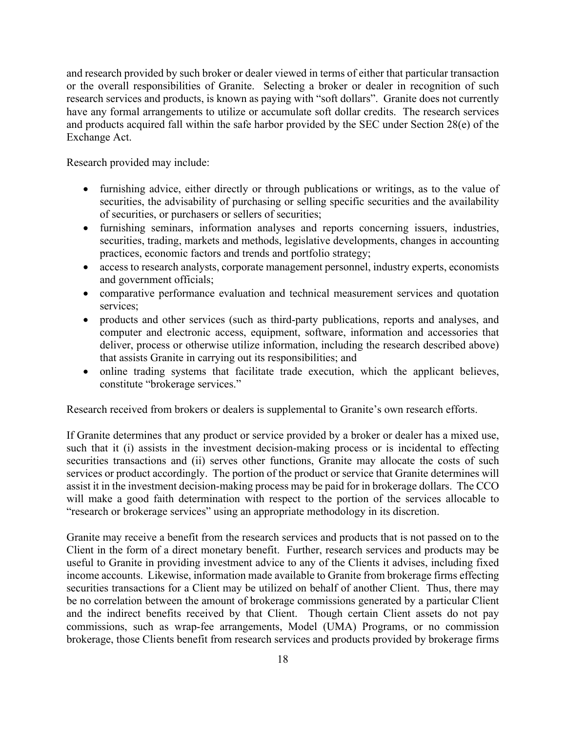and research provided by such broker or dealer viewed in terms of either that particular transaction or the overall responsibilities of Granite. Selecting a broker or dealer in recognition of such research services and products, is known as paying with "soft dollars". Granite does not currently have any formal arrangements to utilize or accumulate soft dollar credits. The research services and products acquired fall within the safe harbor provided by the SEC under Section 28(e) of the Exchange Act.

Research provided may include:

- furnishing advice, either directly or through publications or writings, as to the value of securities, the advisability of purchasing or selling specific securities and the availability of securities, or purchasers or sellers of securities;
- furnishing seminars, information analyses and reports concerning issuers, industries, securities, trading, markets and methods, legislative developments, changes in accounting practices, economic factors and trends and portfolio strategy;
- access to research analysts, corporate management personnel, industry experts, economists and government officials;
- comparative performance evaluation and technical measurement services and quotation services;
- products and other services (such as third-party publications, reports and analyses, and computer and electronic access, equipment, software, information and accessories that deliver, process or otherwise utilize information, including the research described above) that assists Granite in carrying out its responsibilities; and
- online trading systems that facilitate trade execution, which the applicant believes, constitute "brokerage services."

Research received from brokers or dealers is supplemental to Granite's own research efforts.

If Granite determines that any product or service provided by a broker or dealer has a mixed use, such that it (i) assists in the investment decision-making process or is incidental to effecting securities transactions and (ii) serves other functions, Granite may allocate the costs of such services or product accordingly. The portion of the product or service that Granite determines will assist it in the investment decision-making process may be paid for in brokerage dollars. The CCO will make a good faith determination with respect to the portion of the services allocable to "research or brokerage services" using an appropriate methodology in its discretion.

Granite may receive a benefit from the research services and products that is not passed on to the Client in the form of a direct monetary benefit. Further, research services and products may be useful to Granite in providing investment advice to any of the Clients it advises, including fixed income accounts. Likewise, information made available to Granite from brokerage firms effecting securities transactions for a Client may be utilized on behalf of another Client. Thus, there may be no correlation between the amount of brokerage commissions generated by a particular Client and the indirect benefits received by that Client. Though certain Client assets do not pay commissions, such as wrap-fee arrangements, Model (UMA) Programs, or no commission brokerage, those Clients benefit from research services and products provided by brokerage firms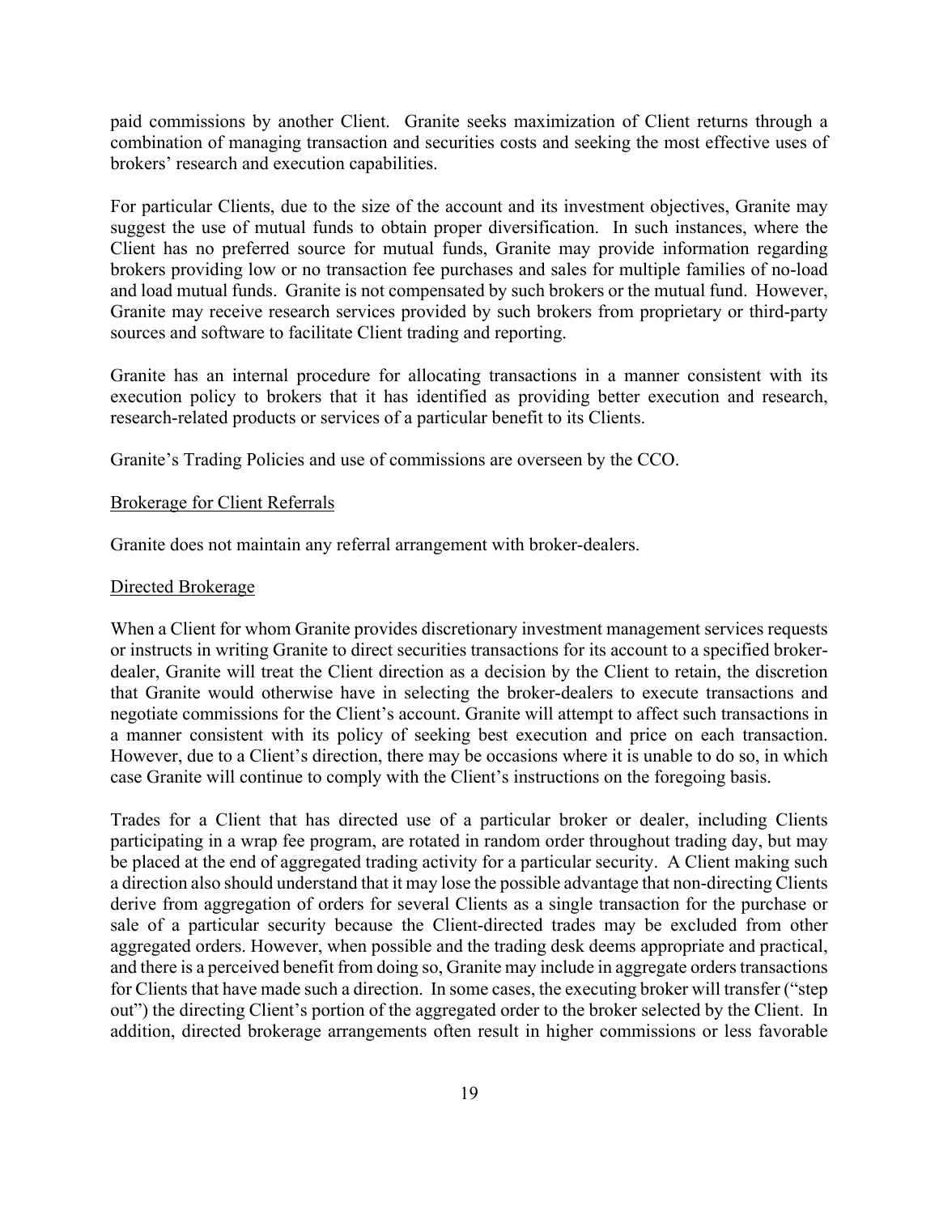paid commissions by another Client. Granite seeks maximization of Client returns through a combination of managing transaction and securities costs and seeking the most effective uses of brokers' research and execution capabilities.

For particular Clients, due to the size of the account and its investment objectives, Granite may suggest the use of mutual funds to obtain proper diversification. In such instances, where the Client has no preferred source for mutual funds, Granite may provide information regarding brokers providing low or no transaction fee purchases and sales for multiple families of no-load and load mutual funds. Granite is not compensated by such brokers or the mutual fund. However, Granite may receive research services provided by such brokers from proprietary or third-party sources and software to facilitate Client trading and reporting.

Granite has an internal procedure for allocating transactions in a manner consistent with its execution policy to brokers that it has identified as providing better execution and research, research-related products or services of a particular benefit to its Clients.

Granite's Trading Policies and use of commissions are overseen by the CCO.

Brokerage for Client Referrals

Granite does not maintain any referral arrangement with broker-dealers.

Directed Brokerage

When a Client for whom Granite provides discretionary investment management services requests or instructs in writing Granite to direct securities transactions for its account to a specified broker-dealer, Granite will treat the Client direction as a decision by the Client to retain, the discretion that Granite would otherwise have in selecting the broker-dealers to execute transactions and negotiate commissions for the Client's account. Granite will attempt to affect such transactions in a manner consistent with its policy of seeking best execution and price on each transaction. However, due to a Client's direction, there may be occasions where it is unable to do so, in which case Granite will continue to comply with the Client's instructions on the foregoing basis.

Trades for a Client that has directed use of a particular broker or dealer, including Clients participating in a wrap fee program, are rotated in random order throughout trading day, but may be placed at the end of aggregated trading activity for a particular security. A Client making such a direction also should understand that it may lose the possible advantage that non-directing Clients derive from aggregation of orders for several Clients as a single transaction for the purchase or sale of a particular security because the Client-directed trades may be excluded from other aggregated orders. However, when possible and the trading desk deems appropriate and practical, and there is a perceived benefit from doing so, Granite may include in aggregate orders transactions for Clients that have made such a direction. In some cases, the executing broker will transfer ("step out") the directing Client's portion of the aggregated order to the broker selected by the Client. In addition, directed brokerage arrangements often result in higher commissions or less favorable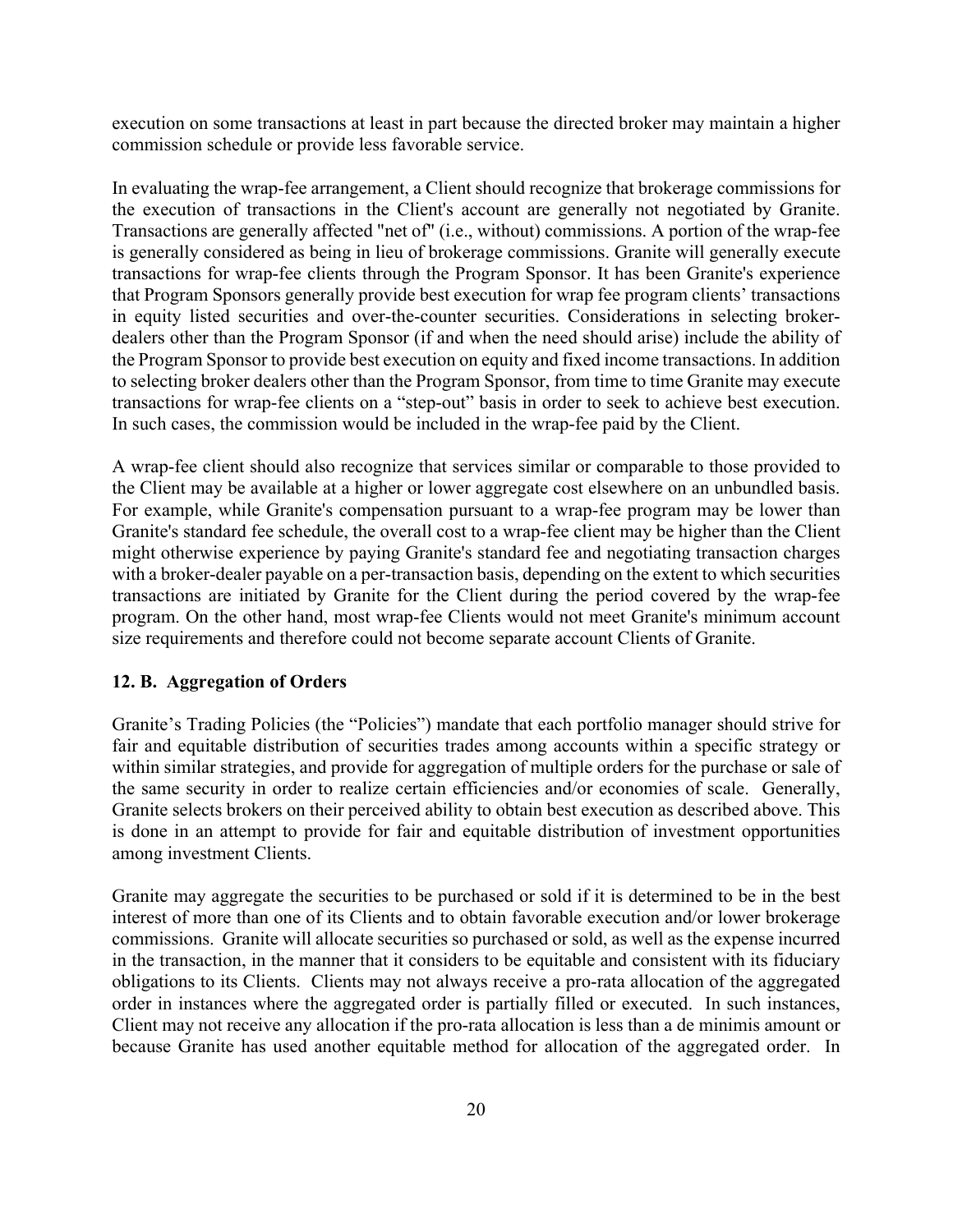execution on some transactions at least in part because the directed broker may maintain a higher commission schedule or provide less favorable service.

In evaluating the wrap-fee arrangement, a Client should recognize that brokerage commissions for the execution of transactions in the Client's account are generally not negotiated by Granite. Transactions are generally affected "net of" (i.e., without) commissions. A portion of the wrap-fee is generally considered as being in lieu of brokerage commissions. Granite will generally execute transactions for wrap-fee clients through the Program Sponsor. It has been Granite's experience that Program Sponsors generally provide best execution for wrap fee program clients' transactions in equity listed securities and over-the-counter securities. Considerations in selecting broker-dealers other than the Program Sponsor (if and when the need should arise) include the ability of the Program Sponsor to provide best execution on equity and fixed income transactions. In addition to selecting broker dealers other than the Program Sponsor, from time to time Granite may execute transactions for wrap-fee clients on a "step-out" basis in order to seek to achieve best execution. In such cases, the commission would be included in the wrap-fee paid by the Client.

A wrap-fee client should also recognize that services similar or comparable to those provided to the Client may be available at a higher or lower aggregate cost elsewhere on an unbundled basis. For example, while Granite's compensation pursuant to a wrap-fee program may be lower than Granite's standard fee schedule, the overall cost to a wrap-fee client may be higher than the Client might otherwise experience by paying Granite's standard fee and negotiating transaction charges with a broker-dealer payable on a per-transaction basis, depending on the extent to which securities transactions are initiated by Granite for the Client during the period covered by the wrap-fee program. On the other hand, most wrap-fee Clients would not meet Granite's minimum account size requirements and therefore could not become separate account Clients of Granite.

### 12. B. Aggregation of Orders

Granite's Trading Policies (the "Policies") mandate that each portfolio manager should strive for fair and equitable distribution of securities trades among accounts within a specific strategy or within similar strategies, and provide for aggregation of multiple orders for the purchase or sale of the same security in order to realize certain efficiencies and/or economies of scale. Generally, Granite selects brokers on their perceived ability to obtain best execution as described above. This is done in an attempt to provide for fair and equitable distribution of investment opportunities among investment Clients.

Granite may aggregate the securities to be purchased or sold if it is determined to be in the best interest of more than one of its Clients and to obtain favorable execution and/or lower brokerage commissions. Granite will allocate securities so purchased or sold, as well as the expense incurred in the transaction, in the manner that it considers to be equitable and consistent with its fiduciary obligations to its Clients. Clients may not always receive a pro-rata allocation of the aggregated order in instances where the aggregated order is partially filled or executed. In such instances, Client may not receive any allocation if the pro-rata allocation is less than a de minimis amount or because Granite has used another equitable method for allocation of the aggregated order. In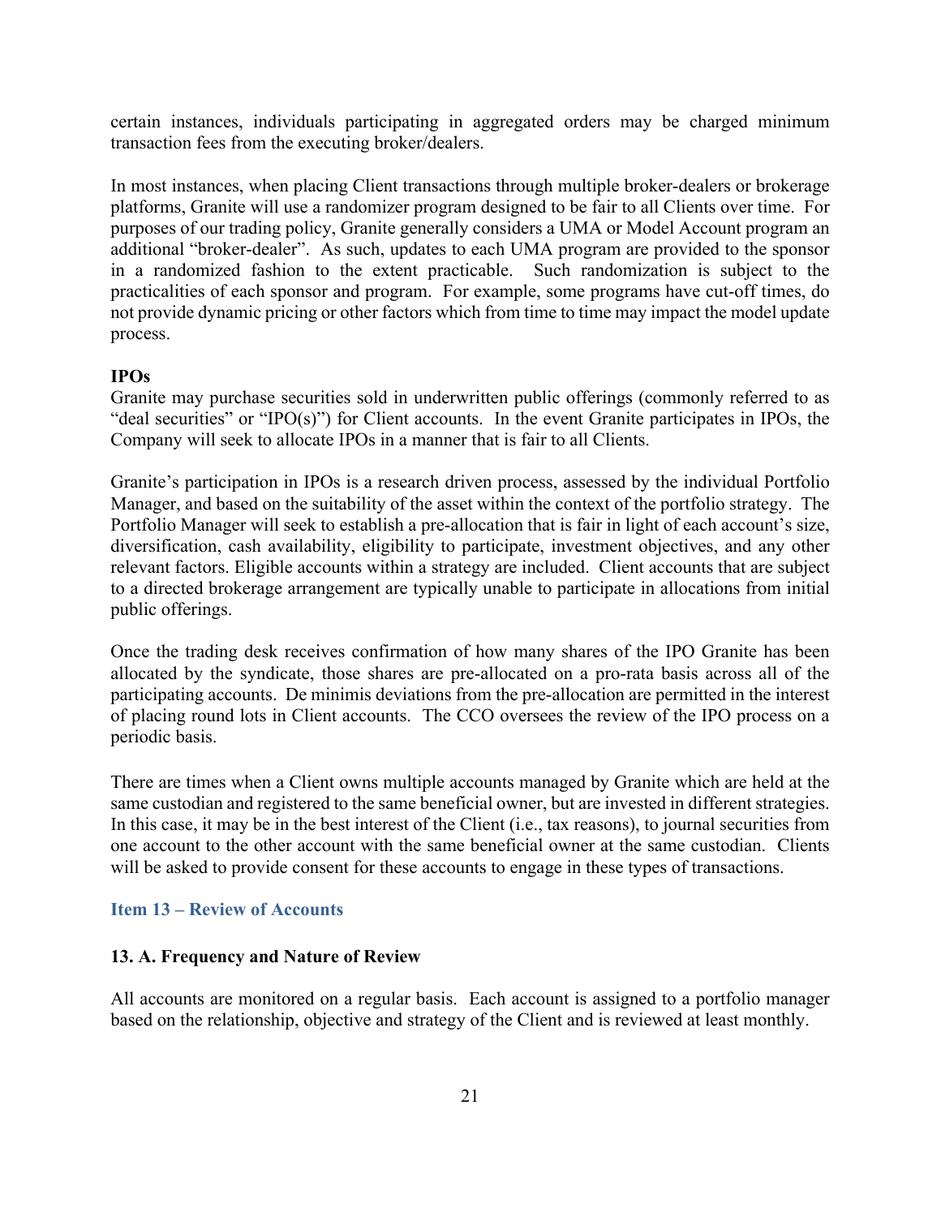certain instances, individuals participating in aggregated orders may be charged minimum transaction fees from the executing broker/dealers.

In most instances, when placing Client transactions through multiple broker-dealers or brokerage platforms, Granite will use a randomizer program designed to be fair to all Clients over time. For purposes of our trading policy, Granite generally considers a UMA or Model Account program an additional "broker-dealer". As such, updates to each UMA program are provided to the sponsor in a randomized fashion to the extent practicable. Such randomization is subject to the practicalities of each sponsor and program. For example, some programs have cut-off times, do not provide dynamic pricing or other factors which from time to time may impact the model update process.

**IPOs**

Granite may purchase securities sold in underwritten public offerings (commonly referred to as "deal securities" or "IPO(s)") for Client accounts. In the event Granite participates in IPOs, the Company will seek to allocate IPOs in a manner that is fair to all Clients.

Granite's participation in IPOs is a research driven process, assessed by the individual Portfolio Manager, and based on the suitability of the asset within the context of the portfolio strategy. The Portfolio Manager will seek to establish a pre-allocation that is fair in light of each account's size, diversification, cash availability, eligibility to participate, investment objectives, and any other relevant factors. Eligible accounts within a strategy are included. Client accounts that are subject to a directed brokerage arrangement are typically unable to participate in allocations from initial public offerings.

Once the trading desk receives confirmation of how many shares of the IPO Granite has been allocated by the syndicate, those shares are pre-allocated on a pro-rata basis across all of the participating accounts. De minimis deviations from the pre-allocation are permitted in the interest of placing round lots in Client accounts. The CCO oversees the review of the IPO process on a periodic basis.

There are times when a Client owns multiple accounts managed by Granite which are held at the same custodian and registered to the same beneficial owner, but are invested in different strategies. In this case, it may be in the best interest of the Client (i.e., tax reasons), to journal securities from one account to the other account with the same beneficial owner at the same custodian. Clients will be asked to provide consent for these accounts to engage in these types of transactions.

## Item 13 – Review of Accounts

### 13. A. Frequency and Nature of Review

All accounts are monitored on a regular basis. Each account is assigned to a portfolio manager based on the relationship, objective and strategy of the Client and is reviewed at least monthly.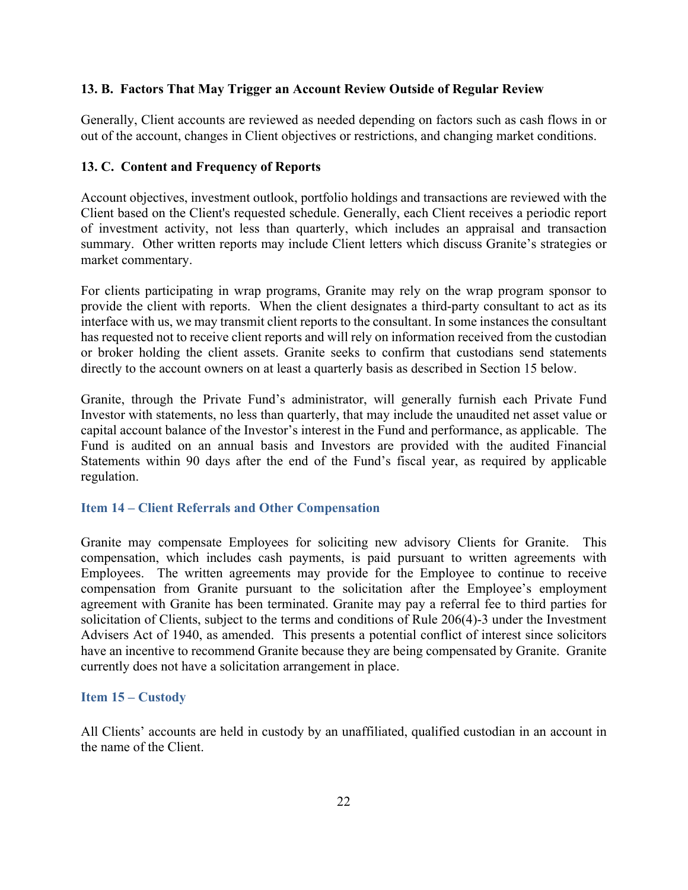### 13. B. Factors That May Trigger an Account Review Outside of Regular Review

Generally, Client accounts are reviewed as needed depending on factors such as cash flows in or out of the account, changes in Client objectives or restrictions, and changing market conditions.

### 13. C. Content and Frequency of Reports

Account objectives, investment outlook, portfolio holdings and transactions are reviewed with the Client based on the Client's requested schedule. Generally, each Client receives a periodic report of investment activity, not less than quarterly, which includes an appraisal and transaction summary. Other written reports may include Client letters which discuss Granite's strategies or market commentary.

For clients participating in wrap programs, Granite may rely on the wrap program sponsor to provide the client with reports. When the client designates a third-party consultant to act as its interface with us, we may transmit client reports to the consultant. In some instances the consultant has requested not to receive client reports and will rely on information received from the custodian or broker holding the client assets. Granite seeks to confirm that custodians send statements directly to the account owners on at least a quarterly basis as described in Section 15 below.

Granite, through the Private Fund's administrator, will generally furnish each Private Fund Investor with statements, no less than quarterly, that may include the unaudited net asset value or capital account balance of the Investor's interest in the Fund and performance, as applicable. The Fund is audited on an annual basis and Investors are provided with the audited Financial Statements within 90 days after the end of the Fund's fiscal year, as required by applicable regulation.

## Item 14 – Client Referrals and Other Compensation

Granite may compensate Employees for soliciting new advisory Clients for Granite. This compensation, which includes cash payments, is paid pursuant to written agreements with Employees. The written agreements may provide for the Employee to continue to receive compensation from Granite pursuant to the solicitation after the Employee's employment agreement with Granite has been terminated. Granite may pay a referral fee to third parties for solicitation of Clients, subject to the terms and conditions of Rule 206(4)-3 under the Investment Advisers Act of 1940, as amended. This presents a potential conflict of interest since solicitors have an incentive to recommend Granite because they are being compensated by Granite. Granite currently does not have a solicitation arrangement in place.

## Item 15 – Custody

All Clients' accounts are held in custody by an unaffiliated, qualified custodian in an account in the name of the Client.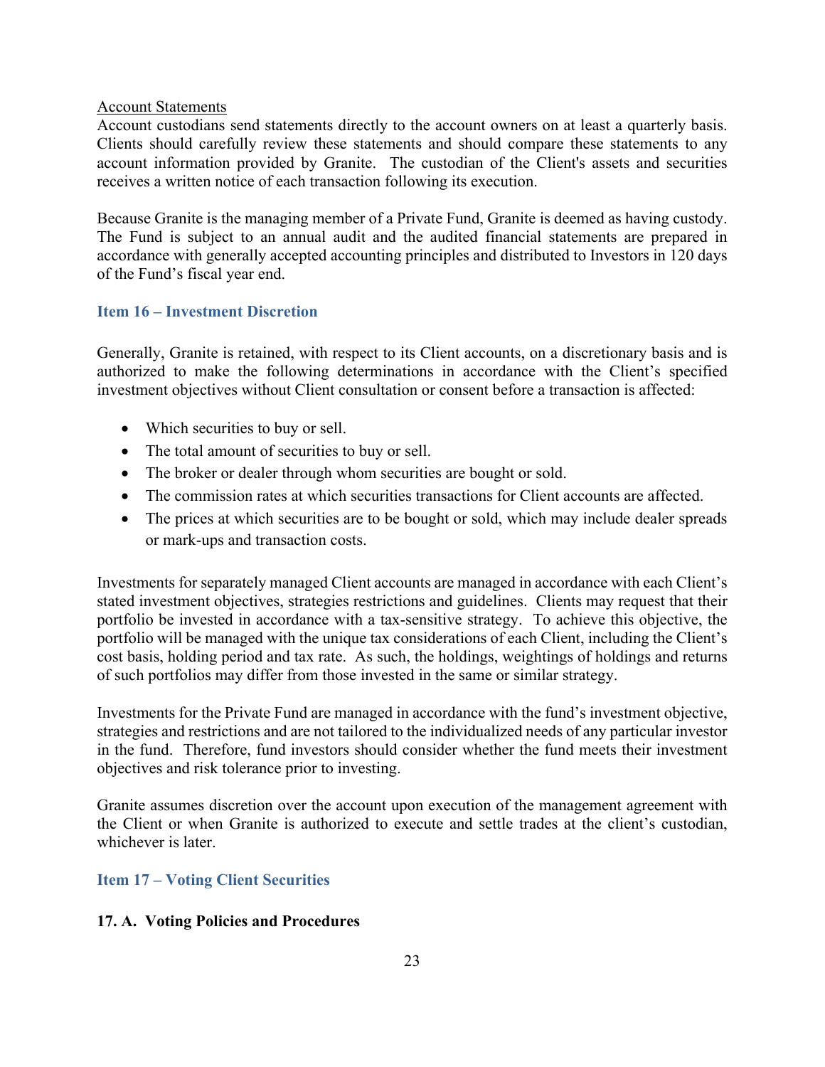Account Statements

Account custodians send statements directly to the account owners on at least a quarterly basis. Clients should carefully review these statements and should compare these statements to any account information provided by Granite. The custodian of the Client's assets and securities receives a written notice of each transaction following its execution.

Because Granite is the managing member of a Private Fund, Granite is deemed as having custody. The Fund is subject to an annual audit and the audited financial statements are prepared in accordance with generally accepted accounting principles and distributed to Investors in 120 days of the Fund's fiscal year end.

## Item 16 – Investment Discretion

Generally, Granite is retained, with respect to its Client accounts, on a discretionary basis and is authorized to make the following determinations in accordance with the Client's specified investment objectives without Client consultation or consent before a transaction is affected:

- Which securities to buy or sell.
- The total amount of securities to buy or sell.
- The broker or dealer through whom securities are bought or sold.
- The commission rates at which securities transactions for Client accounts are affected.
- The prices at which securities are to be bought or sold, which may include dealer spreads or mark-ups and transaction costs.

Investments for separately managed Client accounts are managed in accordance with each Client's stated investment objectives, strategies restrictions and guidelines. Clients may request that their portfolio be invested in accordance with a tax-sensitive strategy. To achieve this objective, the portfolio will be managed with the unique tax considerations of each Client, including the Client's cost basis, holding period and tax rate. As such, the holdings, weightings of holdings and returns of such portfolios may differ from those invested in the same or similar strategy.

Investments for the Private Fund are managed in accordance with the fund's investment objective, strategies and restrictions and are not tailored to the individualized needs of any particular investor in the fund. Therefore, fund investors should consider whether the fund meets their investment objectives and risk tolerance prior to investing.

Granite assumes discretion over the account upon execution of the management agreement with the Client or when Granite is authorized to execute and settle trades at the client's custodian, whichever is later.

## Item 17 – Voting Client Securities

### 17. A. Voting Policies and Procedures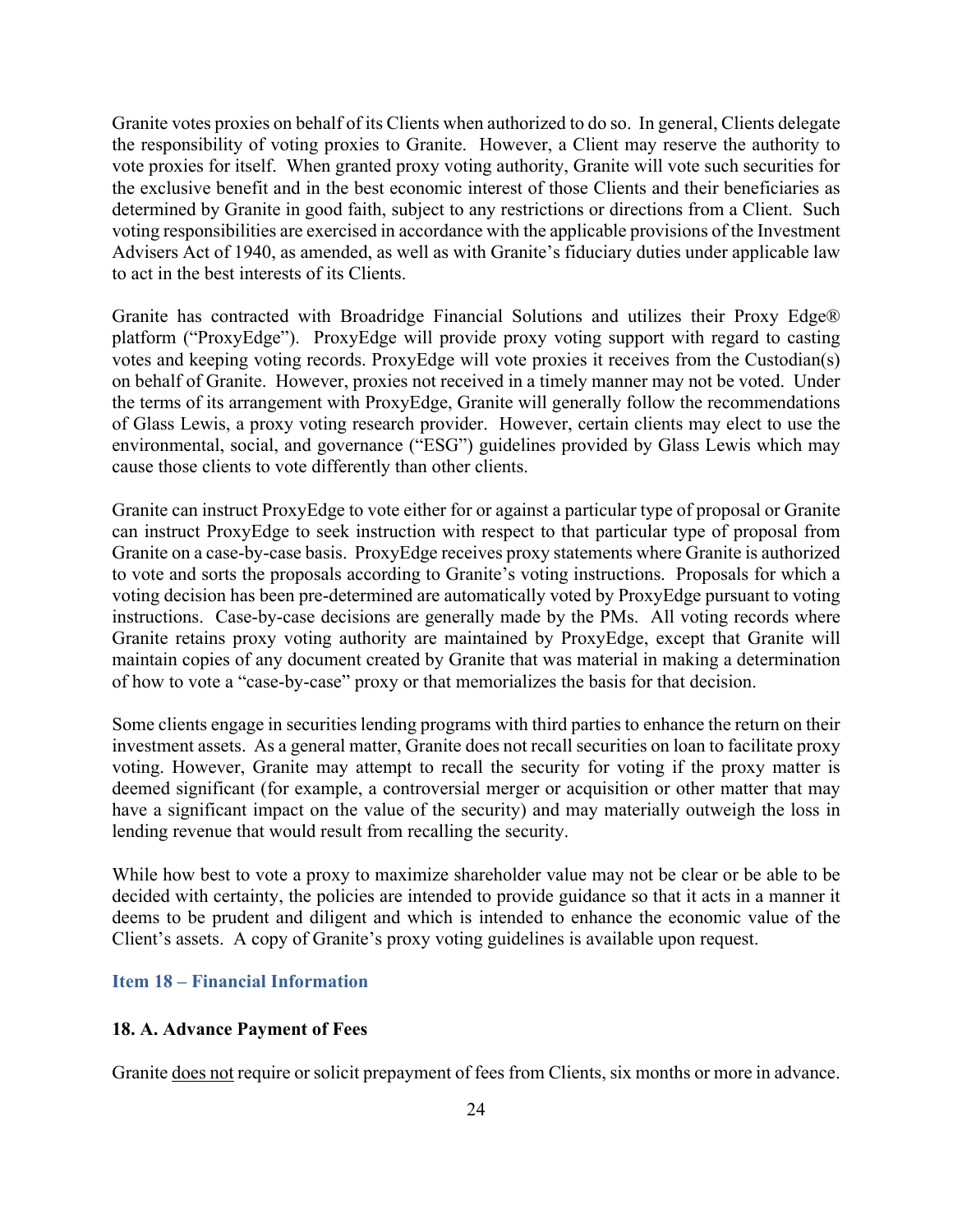Granite votes proxies on behalf of its Clients when authorized to do so. In general, Clients delegate the responsibility of voting proxies to Granite. However, a Client may reserve the authority to vote proxies for itself. When granted proxy voting authority, Granite will vote such securities for the exclusive benefit and in the best economic interest of those Clients and their beneficiaries as determined by Granite in good faith, subject to any restrictions or directions from a Client. Such voting responsibilities are exercised in accordance with the applicable provisions of the Investment Advisers Act of 1940, as amended, as well as with Granite's fiduciary duties under applicable law to act in the best interests of its Clients.

Granite has contracted with Broadridge Financial Solutions and utilizes their Proxy Edge® platform ("ProxyEdge"). ProxyEdge will provide proxy voting support with regard to casting votes and keeping voting records. ProxyEdge will vote proxies it receives from the Custodian(s) on behalf of Granite. However, proxies not received in a timely manner may not be voted. Under the terms of its arrangement with ProxyEdge, Granite will generally follow the recommendations of Glass Lewis, a proxy voting research provider. However, certain clients may elect to use the environmental, social, and governance ("ESG") guidelines provided by Glass Lewis which may cause those clients to vote differently than other clients.

Granite can instruct ProxyEdge to vote either for or against a particular type of proposal or Granite can instruct ProxyEdge to seek instruction with respect to that particular type of proposal from Granite on a case-by-case basis. ProxyEdge receives proxy statements where Granite is authorized to vote and sorts the proposals according to Granite's voting instructions. Proposals for which a voting decision has been pre-determined are automatically voted by ProxyEdge pursuant to voting instructions. Case-by-case decisions are generally made by the PMs. All voting records where Granite retains proxy voting authority are maintained by ProxyEdge, except that Granite will maintain copies of any document created by Granite that was material in making a determination of how to vote a "case-by-case" proxy or that memorializes the basis for that decision.

Some clients engage in securities lending programs with third parties to enhance the return on their investment assets. As a general matter, Granite does not recall securities on loan to facilitate proxy voting. However, Granite may attempt to recall the security for voting if the proxy matter is deemed significant (for example, a controversial merger or acquisition or other matter that may have a significant impact on the value of the security) and may materially outweigh the loss in lending revenue that would result from recalling the security.

While how best to vote a proxy to maximize shareholder value may not be clear or be able to be decided with certainty, the policies are intended to provide guidance so that it acts in a manner it deems to be prudent and diligent and which is intended to enhance the economic value of the Client's assets. A copy of Granite's proxy voting guidelines is available upon request.

## Item 18 – Financial Information

### 18. A. Advance Payment of Fees

Granite <u>does not</u> require or solicit prepayment of fees from Clients, six months or more in advance.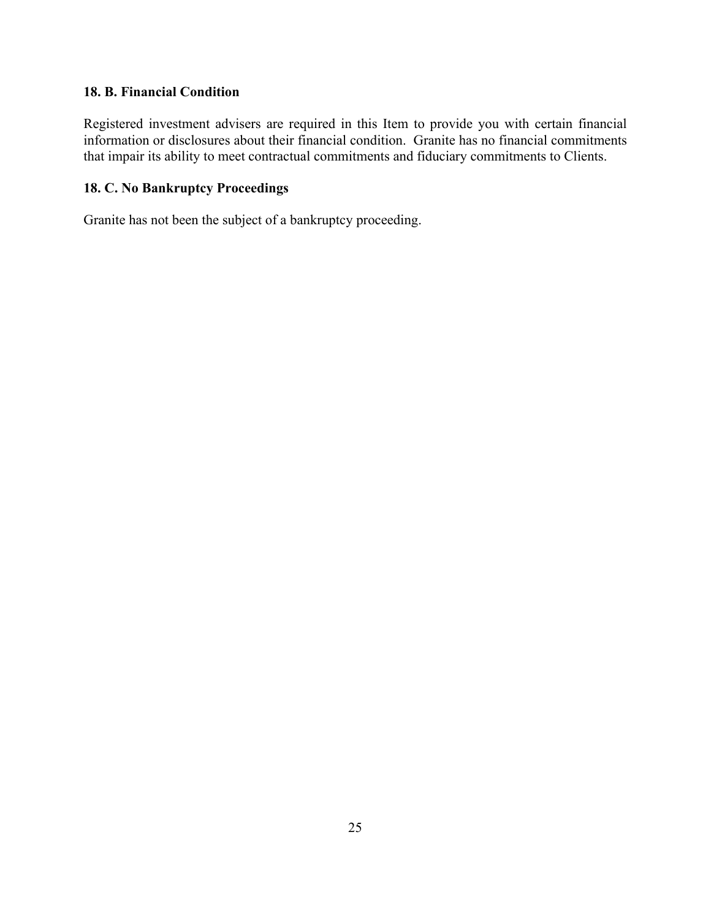### 18. B. Financial Condition

Registered investment advisers are required in this Item to provide you with certain financial information or disclosures about their financial condition. Granite has no financial commitments that impair its ability to meet contractual commitments and fiduciary commitments to Clients.

### 18. C. No Bankruptcy Proceedings

Granite has not been the subject of a bankruptcy proceeding.